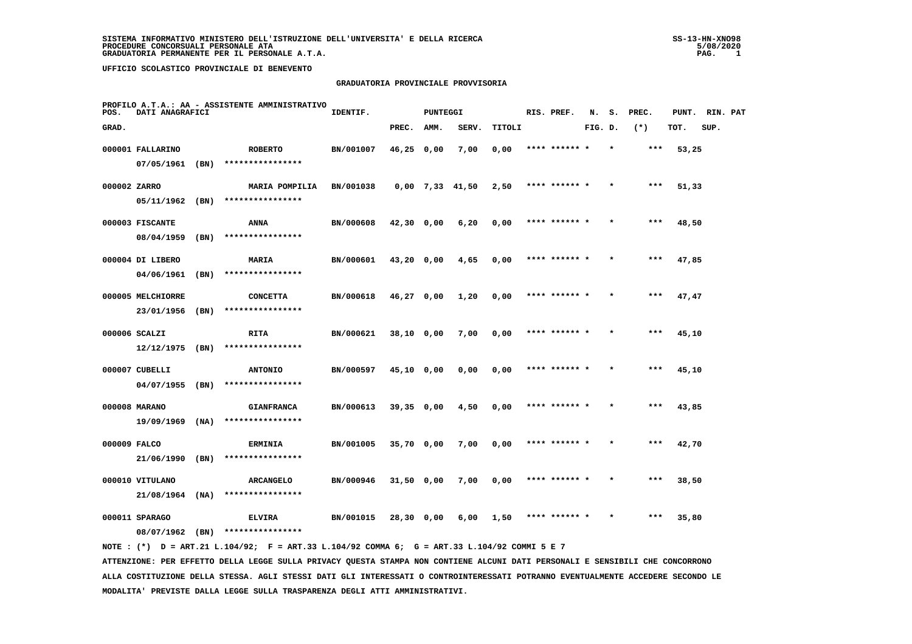SISTEMA INFORMATIVO MINISTERO DELL'ISTRUZIONE DELL'UNIVERSITA' E DELLA RICERCA
PROCEDURE CONCORSUALI PERSONALE ATA
GRADUATORIA PERMANENTE PER IL PERSONALE A.T.A.

SS-13-HN-XNO98
5/08/2020

UFFICIO SCOLASTICO PROVINCIALE DI BENEVENTO

## GRADUATORIA PROVINCIALE PROVVISORIA

PROFILO A.T.A.: AA - ASSISTENTE AMMINISTRATIVO

| POS. GRAD. | DATI ANAGRAFICI | | IDENTIF. | PUNTEGGI PREC. | AMM. | SERV. | TITOLI | RIS. PREF. | N. FIG. | S. D. | PREC. (*) | PUNT. TOT. | RIN. PAT SUP. |
|---|---|---|---|---|---|---|---|---|---|---|---|---|---|
| 000001 | FALLARINO 07/05/1961 (BN) | ROBERTO **************** | BN/001007 | 46,25 | 0,00 | 7,00 | 0,00 | **** ****** | * | * | *** | 53,25 | |
| 000002 | ZARRO 05/11/1962 (BN) | MARIA POMPILIA **************** | BN/001038 | 0,00 | 7,33 | 41,50 | 2,50 | **** ****** | * | * | *** | 51,33 | |
| 000003 | FISCANTE 08/04/1959 (BN) | ANNA **************** | BN/000608 | 42,30 | 0,00 | 6,20 | 0,00 | **** ****** | * | * | *** | 48,50 | |
| 000004 | DI LIBERO 04/06/1961 (BN) | MARIA **************** | BN/000601 | 43,20 | 0,00 | 4,65 | 0,00 | **** ****** | * | * | *** | 47,85 | |
| 000005 | MELCHIORRE 23/01/1956 (BN) | CONCETTA **************** | BN/000618 | 46,27 | 0,00 | 1,20 | 0,00 | **** ****** | * | * | *** | 47,47 | |
| 000006 | SCALZI 12/12/1975 (BN) | RITA **************** | BN/000621 | 38,10 | 0,00 | 7,00 | 0,00 | **** ****** | * | * | *** | 45,10 | |
| 000007 | CUBELLI 04/07/1955 (BN) | ANTONIO **************** | BN/000597 | 45,10 | 0,00 | 0,00 | 0,00 | **** ****** | * | * | *** | 45,10 | |
| 000008 | MARANO 19/09/1969 (NA) | GIANFRANCA **************** | BN/000613 | 39,35 | 0,00 | 4,50 | 0,00 | **** ****** | * | * | *** | 43,85 | |
| 000009 | FALCO 21/06/1990 (BN) | ERMINIA **************** | BN/001005 | 35,70 | 0,00 | 7,00 | 0,00 | **** ****** | * | * | *** | 42,70 | |
| 000010 | VITULANO 21/08/1964 (NA) | ARCANGELO **************** | BN/000946 | 31,50 | 0,00 | 7,00 | 0,00 | **** ****** | * | * | *** | 38,50 | |
| 000011 | SPARAGO 08/07/1962 (BN) | ELVIRA **************** | BN/001015 | 28,30 | 0,00 | 6,00 | 1,50 | **** ****** | * | * | *** | 35,80 | |

NOTE : (*) D = ART.21 L.104/92; F = ART.33 L.104/92 COMMA 6; G = ART.33 L.104/92 COMMI 5 E 7

ATTENZIONE: PER EFFETTO DELLA LEGGE SULLA PRIVACY QUESTA STAMPA NON CONTIENE ALCUNI DATI PERSONALI E SENSIBILI CHE CONCORRONO ALLA COSTITUZIONE DELLA STESSA. AGLI STESSI DATI GLI INTERESSATI O CONTROINTERESSATI POTRANNO EVENTUALMENTE ACCEDERE SECONDO LE MODALITA' PREVISTE DALLA LEGGE SULLA TRASPARENZA DEGLI ATTI AMMINISTRATIVI.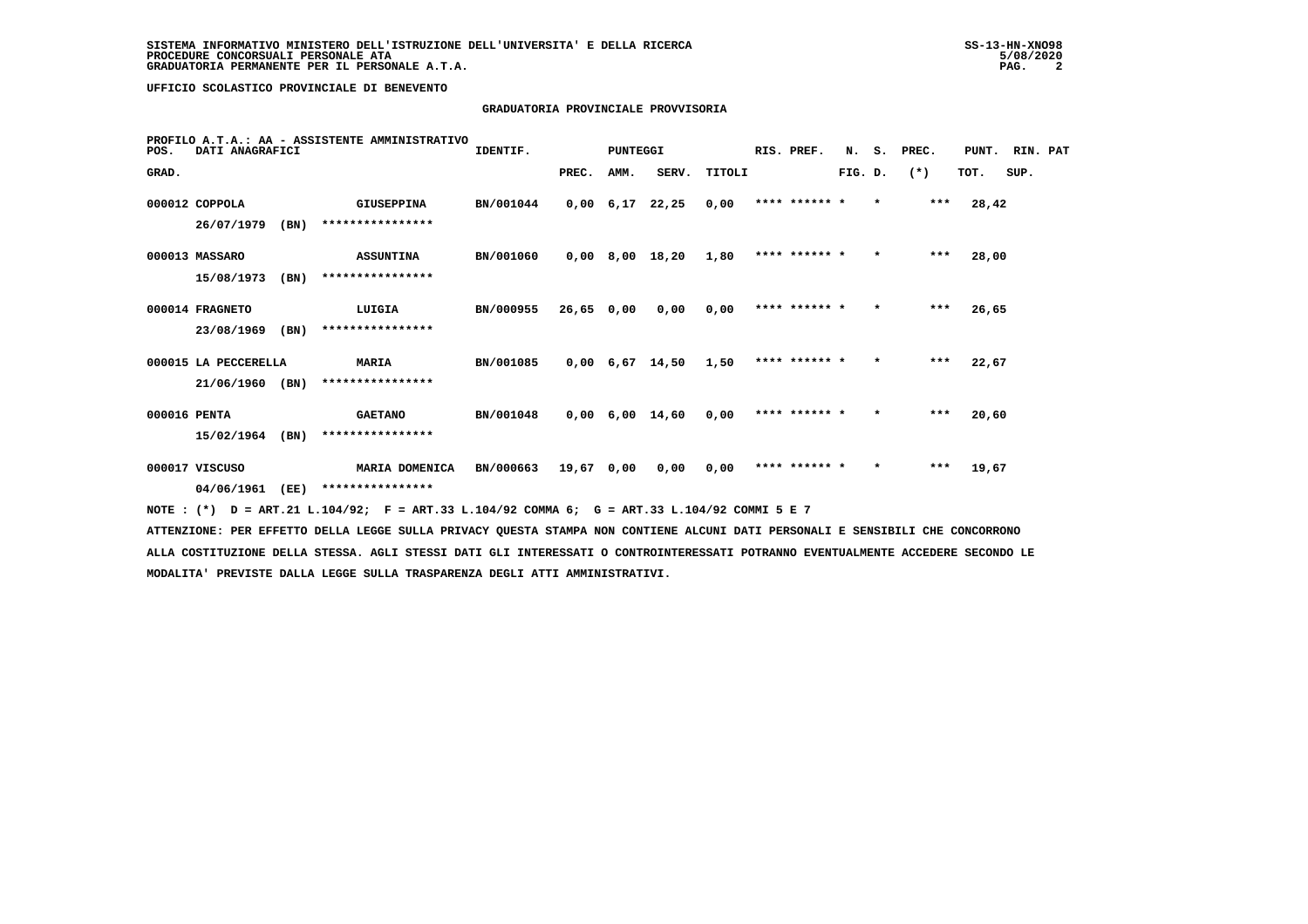SISTEMA INFORMATIVO MINISTERO DELL'ISTRUZIONE DELL'UNIVERSITA' E DELLA RICERCA
PROCEDURE CONCORSUALI PERSONALE ATA
GRADUATORIA PERMANENTE PER IL PERSONALE A.T.A.

UFFICIO SCOLASTICO PROVINCIALE DI BENEVENTO

GRADUATORIA PROVINCIALE PROVVISORIA

PROFILO A.T.A.: AA - ASSISTENTE AMMINISTRATIVO

| POS. GRAD. | DATI ANAGRAFICI | | IDENTIF. | PUNTEGGI PREC. | AMM. | SERV. | TITOLI | RIS. PREF. | N. FIG. | S. D. | PREC. (*) | PUNT. TOT. | RIN. SUP. | PAT |
|---|---|---|---|---|---|---|---|---|---|---|---|---|---|---|
| 000012 | COPPOLA 26/07/1979 (BN) | GIUSEPPINA **************** | BN/001044 | 0,00 | 6,17 | 22,25 | 0,00 | **** ****** | * | * | *** | 28,42 | | |
| 000013 | MASSARO 15/08/1973 (BN) | ASSUNTINA **************** | BN/001060 | 0,00 | 8,00 | 18,20 | 1,80 | **** ****** | * | * | *** | 28,00 | | |
| 000014 | FRAGNETO 23/08/1969 (BN) | LUIGIA **************** | BN/000955 | 26,65 | 0,00 | 0,00 | 0,00 | **** ****** | * | * | *** | 26,65 | | |
| 000015 | LA PECCERELLA 21/06/1960 (BN) | MARIA **************** | BN/001085 | 0,00 | 6,67 | 14,50 | 1,50 | **** ****** | * | * | *** | 22,67 | | |
| 000016 | PENTA 15/02/1964 (BN) | GAETANO **************** | BN/001048 | 0,00 | 6,00 | 14,60 | 0,00 | **** ****** | * | * | *** | 20,60 | | |
| 000017 | VISCUSO 04/06/1961 (EE) | MARIA DOMENICA **************** | BN/000663 | 19,67 | 0,00 | 0,00 | 0,00 | **** ****** | * | * | *** | 19,67 | | |

NOTE : (*) D = ART.21 L.104/92; F = ART.33 L.104/92 COMMA 6; G = ART.33 L.104/92 COMMI 5 E 7

ATTENZIONE: PER EFFETTO DELLA LEGGE SULLA PRIVACY QUESTA STAMPA NON CONTIENE ALCUNI DATI PERSONALI E SENSIBILI CHE CONCORRONO ALLA COSTITUZIONE DELLA STESSA. AGLI STESSI DATI GLI INTERESSATI O CONTROINTERESSATI POTRANNO EVENTUALMENTE ACCEDERE SECONDO LE MODALITA' PREVISTE DALLA LEGGE SULLA TRASPARENZA DEGLI ATTI AMMINISTRATIVI.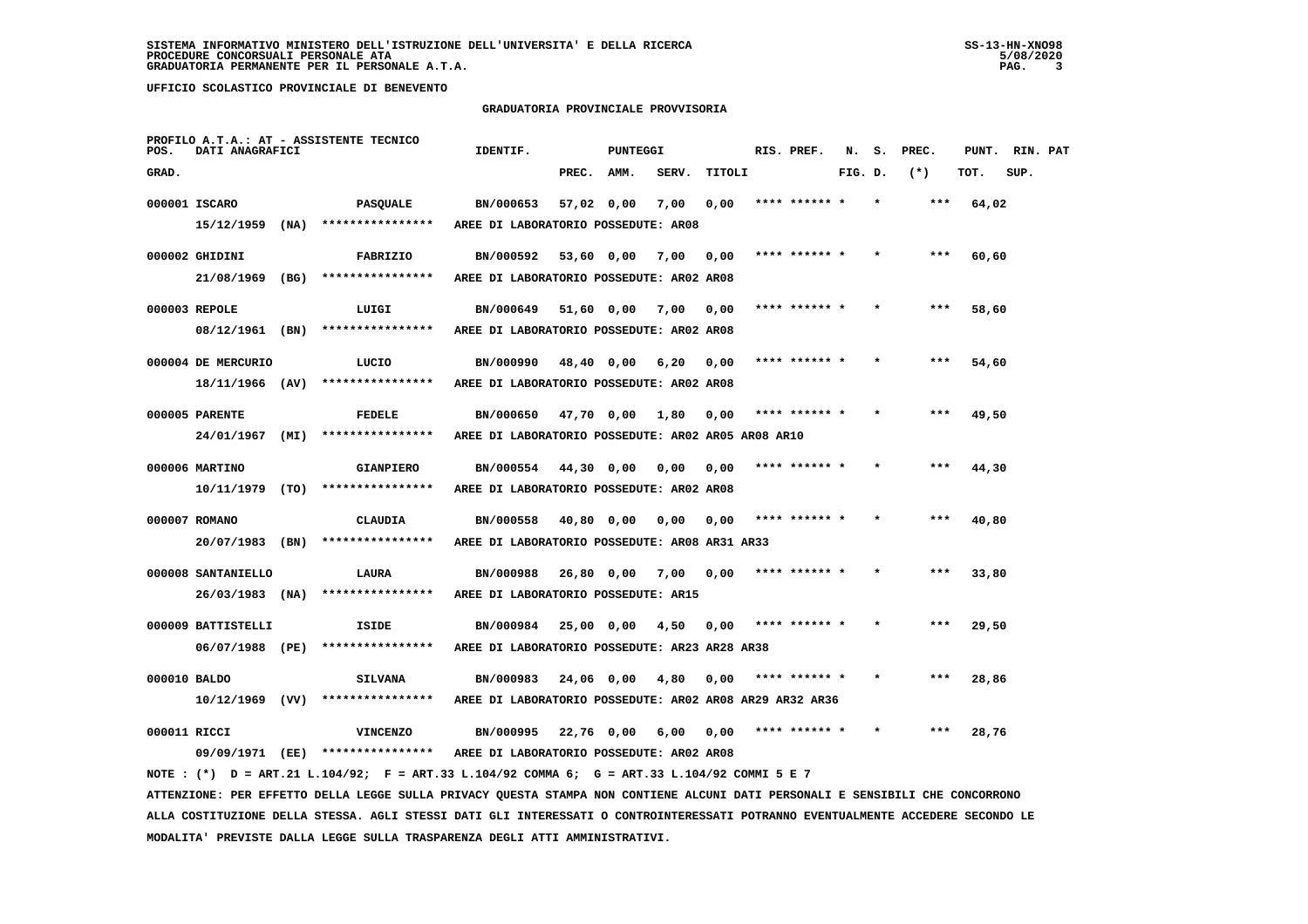**SISTEMA INFORMATIVO MINISTERO DELL'ISTRUZIONE DELL'UNIVERSITA' E DELLA RICERCA**
**PROCEDURE CONCORSUALI PERSONALE ATA**
**GRADUATORIA PERMANENTE PER IL PERSONALE A.T.A.**

SS-13-HN-XNO98
5/08/2020

**UFFICIO SCOLASTICO PROVINCIALE DI BENEVENTO**

## GRADUATORIA PROVINCIALE PROVVISORIA

PROFILO A.T.A.: AT - ASSISTENTE TECNICO

| POS. GRAD. | DATI ANAGRAFICI | | IDENTIF. | PUNTEGGI PREC. | AMM. | SERV. | TITOLI | RIS. PREF. | N. FIG. | S. D. | PREC. (*) | PUNT. TOT. | RIN. SUP. | PAT |
|---|---|---|---|---|---|---|---|---|---|---|---|---|---|---|
| 000001 | ISCARO | PASQUALE | BN/000653 | 57,02 | 0,00 | 7,00 | 0,00 | **** ****** * | | * | *** | 64,02 | | |
| | 15/12/1959 (NA) | **************** | AREE DI LABORATORIO POSSEDUTE: AR08 | | | | | | | | | | | |
| 000002 | GHIDINI | FABRIZIO | BN/000592 | 53,60 | 0,00 | 7,00 | 0,00 | **** ****** * | | * | *** | 60,60 | | |
| | 21/08/1969 (BG) | **************** | AREE DI LABORATORIO POSSEDUTE: AR02 AR08 | | | | | | | | | | | |
| 000003 | REPOLE | LUIGI | BN/000649 | 51,60 | 0,00 | 7,00 | 0,00 | **** ****** * | | * | *** | 58,60 | | |
| | 08/12/1961 (BN) | **************** | AREE DI LABORATORIO POSSEDUTE: AR02 AR08 | | | | | | | | | | | |
| 000004 | DE MERCURIO | LUCIO | BN/000990 | 48,40 | 0,00 | 6,20 | 0,00 | **** ****** * | | * | *** | 54,60 | | |
| | 18/11/1966 (AV) | **************** | AREE DI LABORATORIO POSSEDUTE: AR02 AR08 | | | | | | | | | | | |
| 000005 | PARENTE | FEDELE | BN/000650 | 47,70 | 0,00 | 1,80 | 0,00 | **** ****** * | | * | *** | 49,50 | | |
| | 24/01/1967 (MI) | **************** | AREE DI LABORATORIO POSSEDUTE: AR02 AR05 AR08 AR10 | | | | | | | | | | | |
| 000006 | MARTINO | GIANPIERO | BN/000554 | 44,30 | 0,00 | 0,00 | 0,00 | **** ****** * | | * | *** | 44,30 | | |
| | 10/11/1979 (TO) | **************** | AREE DI LABORATORIO POSSEDUTE: AR02 AR08 | | | | | | | | | | | |
| 000007 | ROMANO | CLAUDIA | BN/000558 | 40,80 | 0,00 | 0,00 | 0,00 | **** ****** * | | * | *** | 40,80 | | |
| | 20/07/1983 (BN) | **************** | AREE DI LABORATORIO POSSEDUTE: AR08 AR31 AR33 | | | | | | | | | | | |
| 000008 | SANTANIELLO | LAURA | BN/000988 | 26,80 | 0,00 | 7,00 | 0,00 | **** ****** * | | * | *** | 33,80 | | |
| | 26/03/1983 (NA) | **************** | AREE DI LABORATORIO POSSEDUTE: AR15 | | | | | | | | | | | |
| 000009 | BATTISTELLI | ISIDE | BN/000984 | 25,00 | 0,00 | 4,50 | 0,00 | **** ****** * | | * | *** | 29,50 | | |
| | 06/07/1988 (PE) | **************** | AREE DI LABORATORIO POSSEDUTE: AR23 AR28 AR38 | | | | | | | | | | | |
| 000010 | BALDO | SILVANA | BN/000983 | 24,06 | 0,00 | 4,80 | 0,00 | **** ****** * | | * | *** | 28,86 | | |
| | 10/12/1969 (VV) | **************** | AREE DI LABORATORIO POSSEDUTE: AR02 AR08 AR29 AR32 AR36 | | | | | | | | | | | |
| 000011 | RICCI | VINCENZO | BN/000995 | 22,76 | 0,00 | 6,00 | 0,00 | **** ****** * | | * | *** | 28,76 | | |
| | 09/09/1971 (EE) | **************** | AREE DI LABORATORIO POSSEDUTE: AR02 AR08 | | | | | | | | | | | |

NOTE : (*) D = ART.21 L.104/92; F = ART.33 L.104/92 COMMA 6; G = ART.33 L.104/92 COMMI 5 E 7

ATTENZIONE: PER EFFETTO DELLA LEGGE SULLA PRIVACY QUESTA STAMPA NON CONTIENE ALCUNI DATI PERSONALI E SENSIBILI CHE CONCORRONO ALLA COSTITUZIONE DELLA STESSA. AGLI STESSI DATI GLI INTERESSATI O CONTROINTERESSATI POTRANNO EVENTUALMENTE ACCEDERE SECONDO LE MODALITA' PREVISTE DALLA LEGGE SULLA TRASPARENZA DEGLI ATTI AMMINISTRATIVI.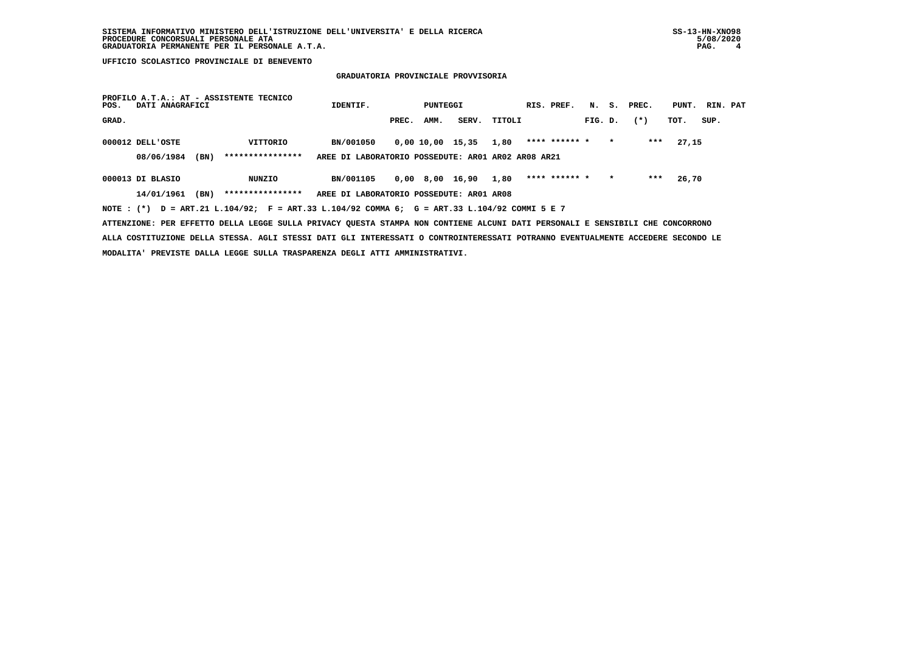**UFFICIO SCOLASTICO PROVINCIALE DI BENEVENTO**

## GRADUATORIA PROVINCIALE PROVVISORIA

PROFILO A.T.A.: AT - ASSISTENTE TECNICO

| POS. GRAD. | DATI ANAGRAFICI | | IDENTIF. | PUNTEGGI PREC. | AMM. | SERV. | TITOLI | RIS. | PREF. | N. FIG. | S. D. | PREC. (*) | PUNT. TOT. | RIN. SUP. | PAT |
|---|---|---|---|---|---|---|---|---|---|---|---|---|---|---|---|
| 000012 | DELL'OSTE | VITTORIO | BN/001050 | 0,00 | 10,00 | 15,35 | 1,80 | **** | ****** | * | * | *** | 27,15 | | |
| | 08/06/1984 (BN) | **************** | AREE DI LABORATORIO POSSEDUTE: AR01 AR02 AR08 AR21 | | | | | | | | | | | | |
| 000013 | DI BLASIO | NUNZIO | BN/001105 | 0,00 | 8,00 | 16,90 | 1,80 | **** | ****** | * | * | *** | 26,70 | | |
| | 14/01/1961 (BN) | **************** | AREE DI LABORATORIO POSSEDUTE: AR01 AR08 | | | | | | | | | | | | |

NOTE : (*) D = ART.21 L.104/92; F = ART.33 L.104/92 COMMA 6; G = ART.33 L.104/92 COMMI 5 E 7

ATTENZIONE: PER EFFETTO DELLA LEGGE SULLA PRIVACY QUESTA STAMPA NON CONTIENE ALCUNI DATI PERSONALI E SENSIBILI CHE CONCORRONO ALLA COSTITUZIONE DELLA STESSA. AGLI STESSI DATI GLI INTERESSATI O CONTROINTERESSATI POTRANNO EVENTUALMENTE ACCEDERE SECONDO LE MODALITA' PREVISTE DALLA LEGGE SULLA TRASPARENZA DEGLI ATTI AMMINISTRATIVI.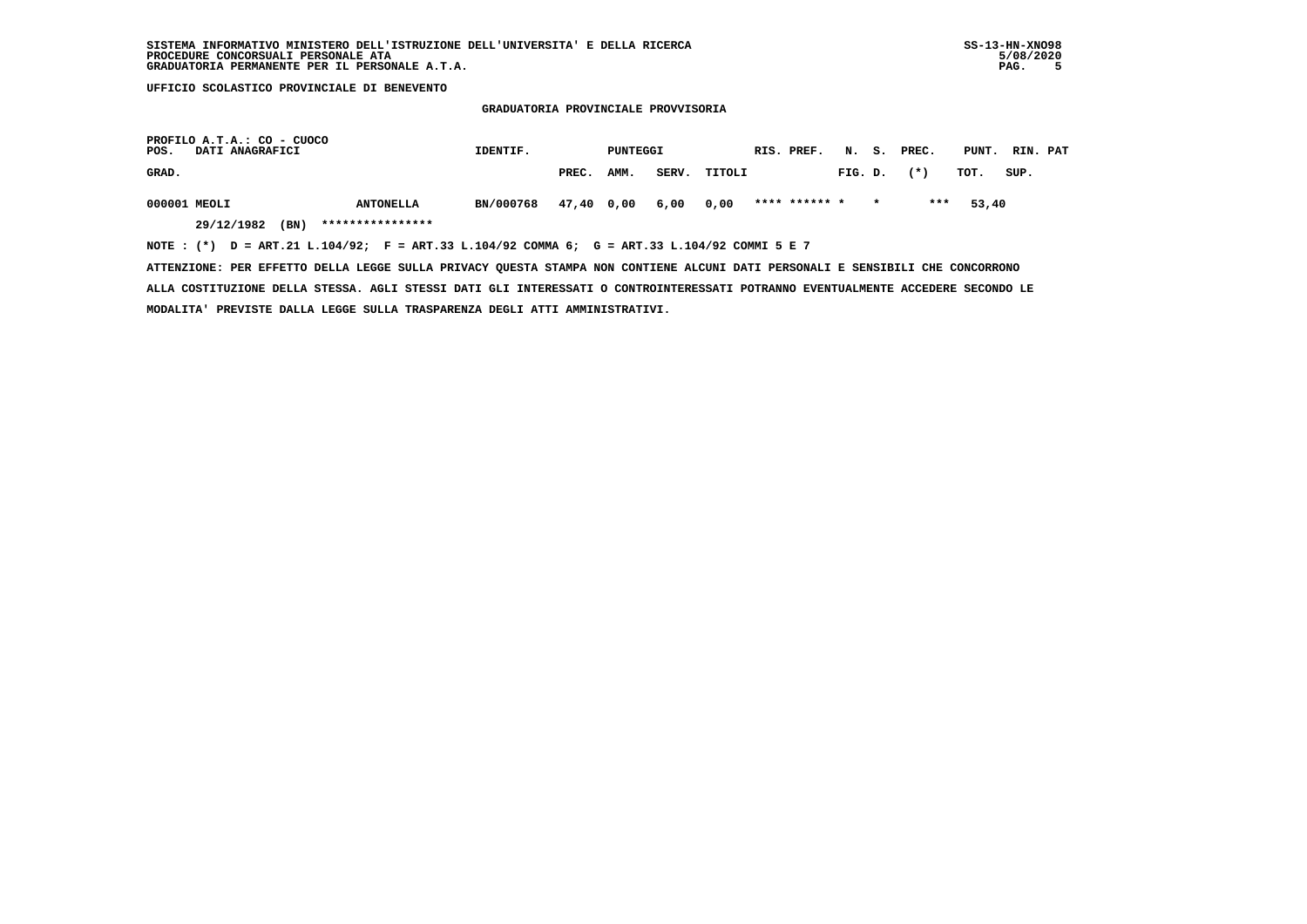**UFFICIO SCOLASTICO PROVINCIALE DI BENEVENTO**

**GRADUATORIA PROVINCIALE PROVVISORIA**

PROFILO A.T.A.: CO - CUOCO

| POS. GRAD. | DATI ANAGRAFICI | | IDENTIF. | PUNTEGGI PREC. | AMM. | SERV. | TITOLI | RIS. PREF. | N. FIG. | S. D. | PREC. (*) | PUNT. TOT. | RIN. SUP. | PAT |
|---|---|---|---|---|---|---|---|---|---|---|---|---|---|---|
| 000001 | MEOLI | ANTONELLA | BN/000768 | 47,40 | 0,00 | 6,00 | 0,00 | **** ****** * | | * | *** | 53,40 | | |
| | 29/12/1982 (BN) | **************** | | | | | | | | | | | | |

NOTE : (*) D = ART.21 L.104/92; F = ART.33 L.104/92 COMMA 6; G = ART.33 L.104/92 COMMI 5 E 7

ATTENZIONE: PER EFFETTO DELLA LEGGE SULLA PRIVACY QUESTA STAMPA NON CONTIENE ALCUNI DATI PERSONALI E SENSIBILI CHE CONCORRONO ALLA COSTITUZIONE DELLA STESSA. AGLI STESSI DATI GLI INTERESSATI O CONTROINTERESSATI POTRANNO EVENTUALMENTE ACCEDERE SECONDO LE MODALITA' PREVISTE DALLA LEGGE SULLA TRASPARENZA DEGLI ATTI AMMINISTRATIVI.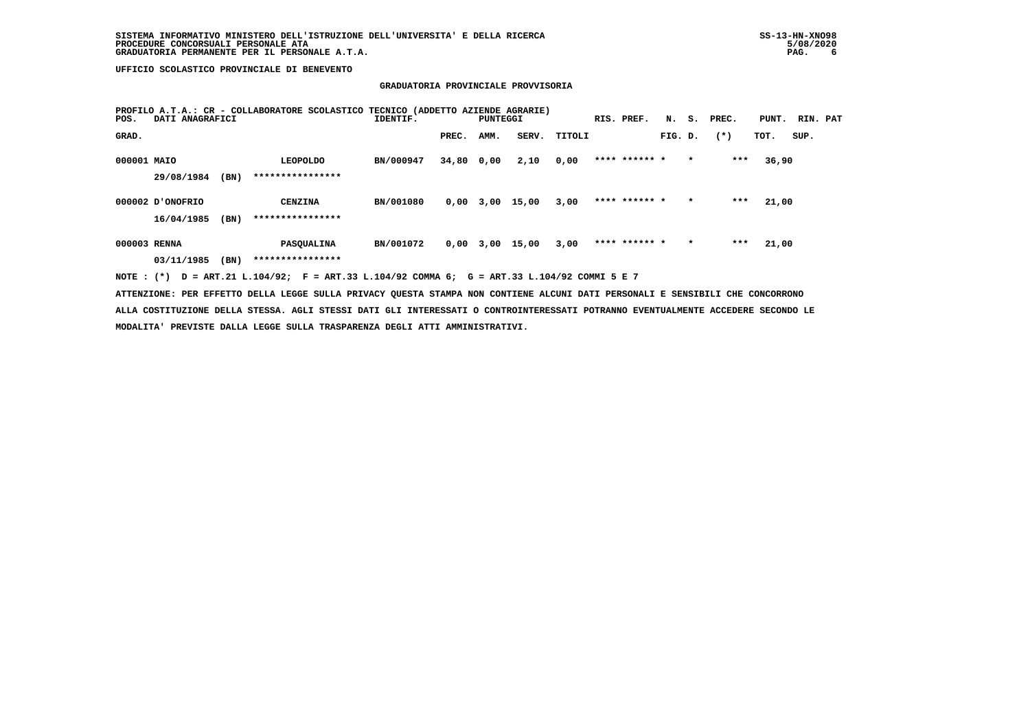SISTEMA INFORMATIVO MINISTERO DELL'ISTRUZIONE DELL'UNIVERSITA' E DELLA RICERCA
PROCEDURE CONCORSUALI PERSONALE ATA
GRADUATORIA PERMANENTE PER IL PERSONALE A.T.A.

SS-13-HN-XNO98
5/08/2020

UFFICIO SCOLASTICO PROVINCIALE DI BENEVENTO

## GRADUATORIA PROVINCIALE PROVVISORIA

PROFILO A.T.A.: CR - COLLABORATORE SCOLASTICO TECNICO (ADDETTO AZIENDE AGRARIE)

| POS. GRAD. | DATI ANAGRAFICI | | IDENTIF. | PUNTEGGI PREC. | AMM. | SERV. | TITOLI | RIS. PREF. | N. S. FIG. D. | PREC. (*) | PUNT. TOT. | RIN. PAT SUP. |
|---|---|---|---|---|---|---|---|---|---|---|---|---|
| 000001 | MAIO | LEOPOLDO | BN/000947 | 34,80 | 0,00 | 2,10 | 0,00 | **** ****** * | * | *** | 36,90 | |
| | 29/08/1984 (BN) | **************** | | | | | | | | | | |
| 000002 | D'ONOFRIO | CENZINA | BN/001080 | 0,00 | 3,00 | 15,00 | 3,00 | **** ****** * | * | *** | 21,00 | |
| | 16/04/1985 (BN) | **************** | | | | | | | | | | |
| 000003 | RENNA | PASQUALINA | BN/001072 | 0,00 | 3,00 | 15,00 | 3,00 | **** ****** * | * | *** | 21,00 | |
| | 03/11/1985 (BN) | **************** | | | | | | | | | | |

NOTE : (*) D = ART.21 L.104/92; F = ART.33 L.104/92 COMMA 6; G = ART.33 L.104/92 COMMI 5 E 7

ATTENZIONE: PER EFFETTO DELLA LEGGE SULLA PRIVACY QUESTA STAMPA NON CONTIENE ALCUNI DATI PERSONALI E SENSIBILI CHE CONCORRONO ALLA COSTITUZIONE DELLA STESSA. AGLI STESSI DATI GLI INTERESSATI O CONTROINTERESSATI POTRANNO EVENTUALMENTE ACCEDERE SECONDO LE MODALITA' PREVISTE DALLA LEGGE SULLA TRASPARENZA DEGLI ATTI AMMINISTRATIVI.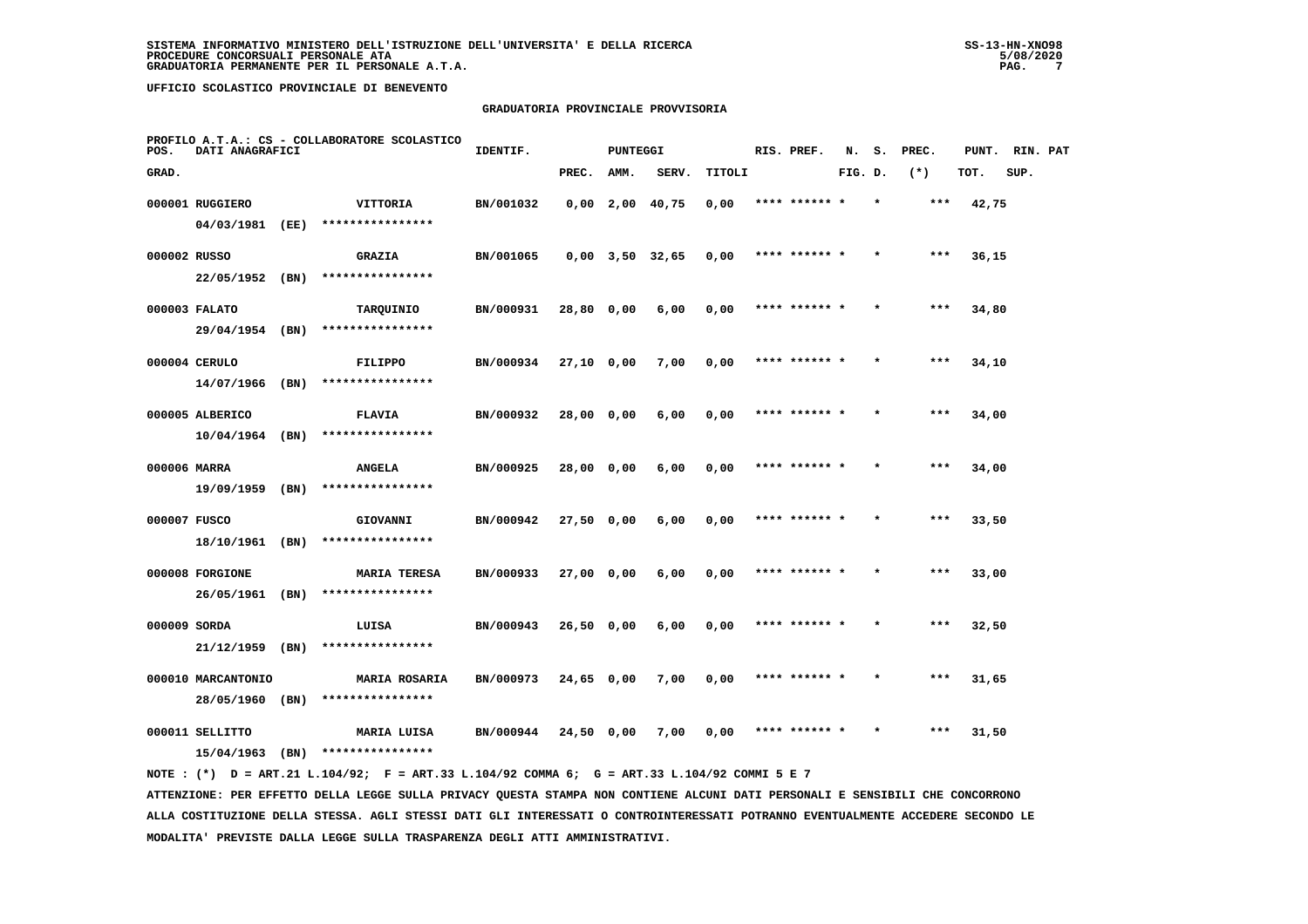SISTEMA INFORMATIVO MINISTERO DELL'ISTRUZIONE DELL'UNIVERSITA' E DELLA RICERCA
PROCEDURE CONCORSUALI PERSONALE ATA
GRADUATORIA PERMANENTE PER IL PERSONALE A.T.A.

UFFICIO SCOLASTICO PROVINCIALE DI BENEVENTO

GRADUATORIA PROVINCIALE PROVVISORIA

PROFILO A.T.A.: CS - COLLABORATORE SCOLASTICO

| POS. GRAD. | DATI ANAGRAFICI | | IDENTIF. | PUNTEGGI PREC. | AMM. | SERV. | TITOLI | RIS. PREF. | N. FIG. | S. D. | PREC. (*) | PUNT. TOT. | RIN. SUP. | PAT |
|---|---|---|---|---|---|---|---|---|---|---|---|---|---|---|
| 000001 | RUGGIERO 04/03/1981 (EE) | VITTORIA **************** | BN/001032 | 0,00 | 2,00 | 40,75 | 0,00 | **** ****** | * | * | *** | 42,75 | | |
| 000002 | RUSSO 22/05/1952 (BN) | GRAZIA **************** | BN/001065 | 0,00 | 3,50 | 32,65 | 0,00 | **** ****** | * | * | *** | 36,15 | | |
| 000003 | FALATO 29/04/1954 (BN) | TARQUINIO **************** | BN/000931 | 28,80 | 0,00 | 6,00 | 0,00 | **** ****** | * | * | *** | 34,80 | | |
| 000004 | CERULO 14/07/1966 (BN) | FILIPPO **************** | BN/000934 | 27,10 | 0,00 | 7,00 | 0,00 | **** ****** | * | * | *** | 34,10 | | |
| 000005 | ALBERICO 10/04/1964 (BN) | FLAVIA **************** | BN/000932 | 28,00 | 0,00 | 6,00 | 0,00 | **** ****** | * | * | *** | 34,00 | | |
| 000006 | MARRA 19/09/1959 (BN) | ANGELA **************** | BN/000925 | 28,00 | 0,00 | 6,00 | 0,00 | **** ****** | * | * | *** | 34,00 | | |
| 000007 | FUSCO 18/10/1961 (BN) | GIOVANNI **************** | BN/000942 | 27,50 | 0,00 | 6,00 | 0,00 | **** ****** | * | * | *** | 33,50 | | |
| 000008 | FORGIONE 26/05/1961 (BN) | MARIA TERESA **************** | BN/000933 | 27,00 | 0,00 | 6,00 | 0,00 | **** ****** | * | * | *** | 33,00 | | |
| 000009 | SORDA 21/12/1959 (BN) | LUISA **************** | BN/000943 | 26,50 | 0,00 | 6,00 | 0,00 | **** ****** | * | * | *** | 32,50 | | |
| 000010 | MARCANTONIO 28/05/1960 (BN) | MARIA ROSARIA **************** | BN/000973 | 24,65 | 0,00 | 7,00 | 0,00 | **** ****** | * | * | *** | 31,65 | | |
| 000011 | SELLITTO 15/04/1963 (BN) | MARIA LUISA **************** | BN/000944 | 24,50 | 0,00 | 7,00 | 0,00 | **** ****** | * | * | *** | 31,50 | | |

NOTE : (*) D = ART.21 L.104/92; F = ART.33 L.104/92 COMMA 6; G = ART.33 L.104/92 COMMI 5 E 7

ATTENZIONE: PER EFFETTO DELLA LEGGE SULLA PRIVACY QUESTA STAMPA NON CONTIENE ALCUNI DATI PERSONALI E SENSIBILI CHE CONCORRONO ALLA COSTITUZIONE DELLA STESSA. AGLI STESSI DATI GLI INTERESSATI O CONTROINTERESSATI POTRANNO EVENTUALMENTE ACCEDERE SECONDO LE MODALITA' PREVISTE DALLA LEGGE SULLA TRASPARENZA DEGLI ATTI AMMINISTRATIVI.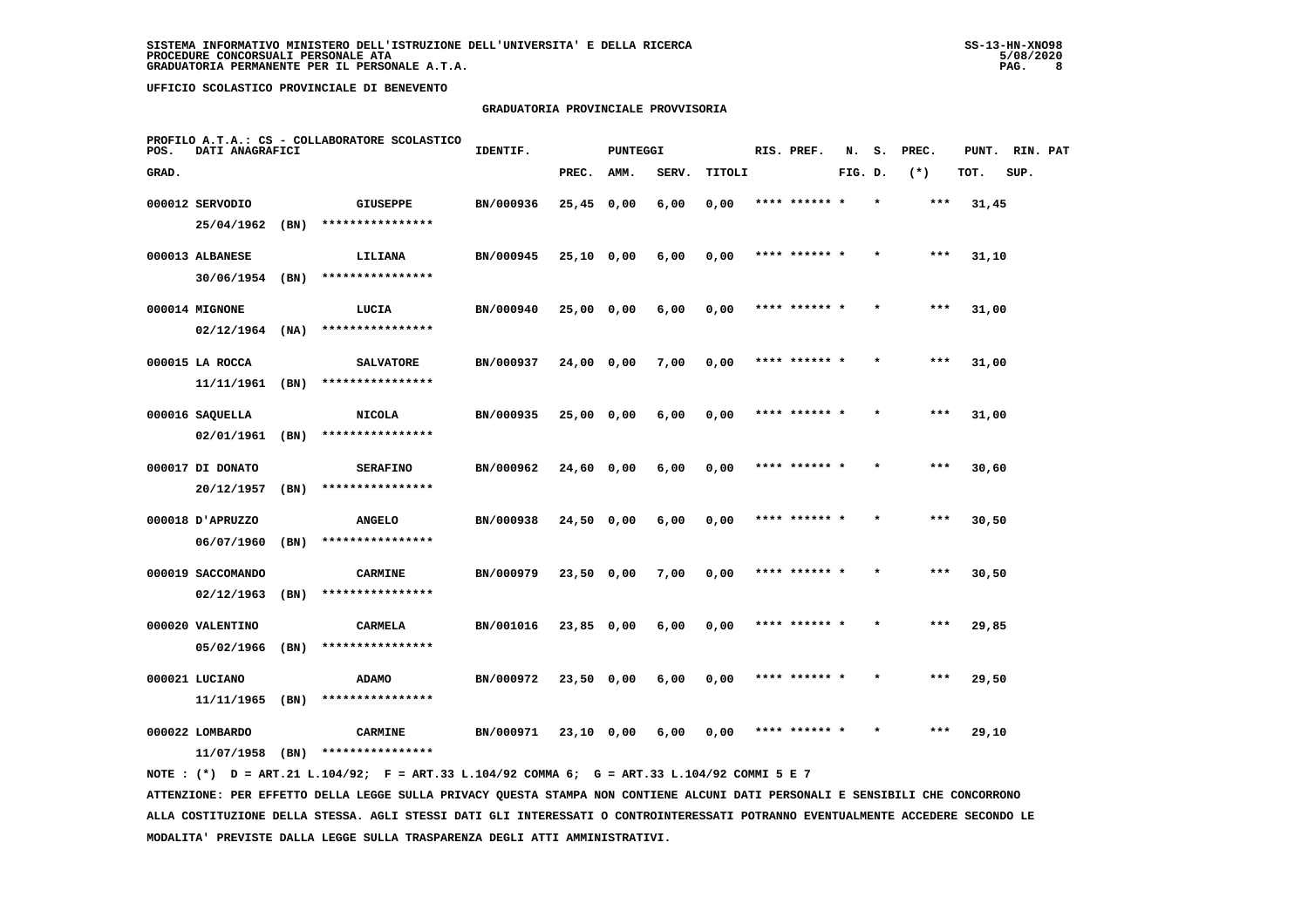SISTEMA INFORMATIVO MINISTERO DELL'ISTRUZIONE DELL'UNIVERSITA' E DELLA RICERCA
PROCEDURE CONCORSUALI PERSONALE ATA
GRADUATORIA PERMANENTE PER IL PERSONALE A.T.A.

UFFICIO SCOLASTICO PROVINCIALE DI BENEVENTO

GRADUATORIA PROVINCIALE PROVVISORIA

PROFILO A.T.A.: CS - COLLABORATORE SCOLASTICO

| POS. GRAD. | DATI ANAGRAFICI | | IDENTIF. | PUNTEGGI PREC. | AMM. | SERV. | TITOLI | RIS. PREF. | N. FIG. | S. D. | PREC. (*) | PUNT. TOT. | RIN. SUP. | PAT |
|---|---|---|---|---|---|---|---|---|---|---|---|---|---|---|
| 000012 | SERVODIO 25/04/1962 (BN) | GIUSEPPE **************** | BN/000936 | 25,45 | 0,00 | 6,00 | 0,00 | **** ****** * | | * | *** | 31,45 | | |
| 000013 | ALBANESE 30/06/1954 (BN) | LILIANA **************** | BN/000945 | 25,10 | 0,00 | 6,00 | 0,00 | **** ****** * | | * | *** | 31,10 | | |
| 000014 | MIGNONE 02/12/1964 (NA) | LUCIA **************** | BN/000940 | 25,00 | 0,00 | 6,00 | 0,00 | **** ****** * | | * | *** | 31,00 | | |
| 000015 | LA ROCCA 11/11/1961 (BN) | SALVATORE **************** | BN/000937 | 24,00 | 0,00 | 7,00 | 0,00 | **** ****** * | | * | *** | 31,00 | | |
| 000016 | SAQUELLA 02/01/1961 (BN) | NICOLA **************** | BN/000935 | 25,00 | 0,00 | 6,00 | 0,00 | **** ****** * | | * | *** | 31,00 | | |
| 000017 | DI DONATO 20/12/1957 (BN) | SERAFINO **************** | BN/000962 | 24,60 | 0,00 | 6,00 | 0,00 | **** ****** * | | * | *** | 30,60 | | |
| 000018 | D'APRUZZO 06/07/1960 (BN) | ANGELO **************** | BN/000938 | 24,50 | 0,00 | 6,00 | 0,00 | **** ****** * | | * | *** | 30,50 | | |
| 000019 | SACCOMANDO 02/12/1963 (BN) | CARMINE **************** | BN/000979 | 23,50 | 0,00 | 7,00 | 0,00 | **** ****** * | | * | *** | 30,50 | | |
| 000020 | VALENTINO 05/02/1966 (BN) | CARMELA **************** | BN/001016 | 23,85 | 0,00 | 6,00 | 0,00 | **** ****** * | | * | *** | 29,85 | | |
| 000021 | LUCIANO 11/11/1965 (BN) | ADAMO **************** | BN/000972 | 23,50 | 0,00 | 6,00 | 0,00 | **** ****** * | | * | *** | 29,50 | | |
| 000022 | LOMBARDO 11/07/1958 (BN) | CARMINE **************** | BN/000971 | 23,10 | 0,00 | 6,00 | 0,00 | **** ****** * | | * | *** | 29,10 | | |

NOTE : (*) D = ART.21 L.104/92; F = ART.33 L.104/92 COMMA 6; G = ART.33 L.104/92 COMMI 5 E 7

ATTENZIONE: PER EFFETTO DELLA LEGGE SULLA PRIVACY QUESTA STAMPA NON CONTIENE ALCUNI DATI PERSONALI E SENSIBILI CHE CONCORRONO ALLA COSTITUZIONE DELLA STESSA. AGLI STESSI DATI GLI INTERESSATI O CONTROINTERESSATI POTRANNO EVENTUALMENTE ACCEDERE SECONDO LE MODALITA' PREVISTE DALLA LEGGE SULLA TRASPARENZA DEGLI ATTI AMMINISTRATIVI.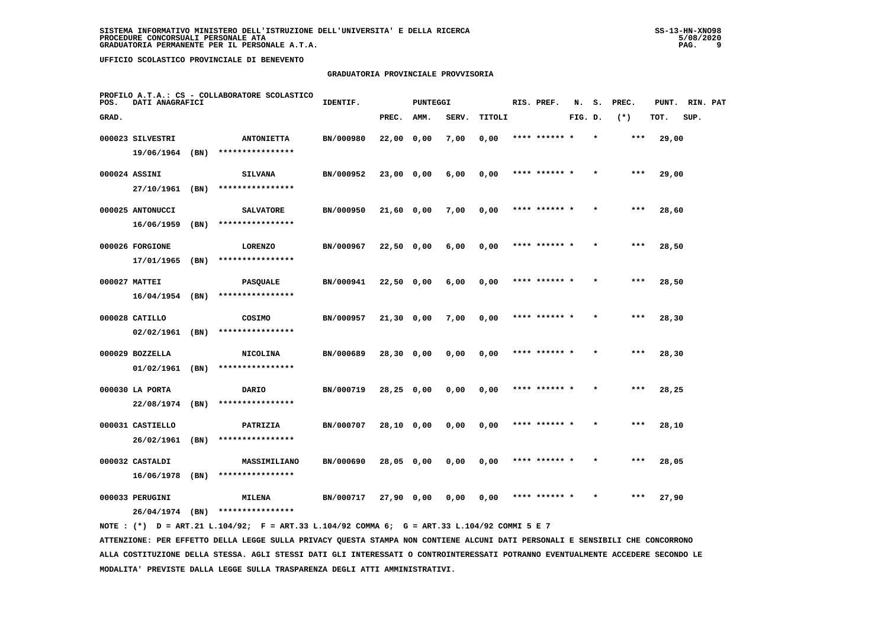SISTEMA INFORMATIVO MINISTERO DELL'ISTRUZIONE DELL'UNIVERSITA' E DELLA RICERCA
PROCEDURE CONCORSUALI PERSONALE ATA
GRADUATORIA PERMANENTE PER IL PERSONALE A.T.A.

UFFICIO SCOLASTICO PROVINCIALE DI BENEVENTO

GRADUATORIA PROVINCIALE PROVVISORIA

PROFILO A.T.A.: CS - COLLABORATORE SCOLASTICO

| POS. GRAD. | DATI ANAGRAFICI | | IDENTIF. | PUNTEGGI PREC. | AMM. | SERV. | TITOLI | RIS. PREF. | N. FIG. | S. D. | PREC. (*) | PUNT. TOT. | RIN. SUP. | PAT |
|---|---|---|---|---|---|---|---|---|---|---|---|---|---|---|
| 000023 | SILVESTRI 19/06/1964 (BN) | ANTONIETTA **************** | BN/000980 | 22,00 | 0,00 | 7,00 | 0,00 | **** ****** * | | * | *** | 29,00 | | |
| 000024 | ASSINI 27/10/1961 (BN) | SILVANA **************** | BN/000952 | 23,00 | 0,00 | 6,00 | 0,00 | **** ****** * | | * | *** | 29,00 | | |
| 000025 | ANTONUCCI 16/06/1959 (BN) | SALVATORE **************** | BN/000950 | 21,60 | 0,00 | 7,00 | 0,00 | **** ****** * | | * | *** | 28,60 | | |
| 000026 | FORGIONE 17/01/1965 (BN) | LORENZO **************** | BN/000967 | 22,50 | 0,00 | 6,00 | 0,00 | **** ****** * | | * | *** | 28,50 | | |
| 000027 | MATTEI 16/04/1954 (BN) | PASQUALE **************** | BN/000941 | 22,50 | 0,00 | 6,00 | 0,00 | **** ****** * | | * | *** | 28,50 | | |
| 000028 | CATILLO 02/02/1961 (BN) | COSIMO **************** | BN/000957 | 21,30 | 0,00 | 7,00 | 0,00 | **** ****** * | | * | *** | 28,30 | | |
| 000029 | BOZZELLA 01/02/1961 (BN) | NICOLINA **************** | BN/000689 | 28,30 | 0,00 | 0,00 | 0,00 | **** ****** * | | * | *** | 28,30 | | |
| 000030 | LA PORTA 22/08/1974 (BN) | DARIO **************** | BN/000719 | 28,25 | 0,00 | 0,00 | 0,00 | **** ****** * | | * | *** | 28,25 | | |
| 000031 | CASTIELLO 26/02/1961 (BN) | PATRIZIA **************** | BN/000707 | 28,10 | 0,00 | 0,00 | 0,00 | **** ****** * | | * | *** | 28,10 | | |
| 000032 | CASTALDI 16/06/1978 (BN) | MASSIMILIANO **************** | BN/000690 | 28,05 | 0,00 | 0,00 | 0,00 | **** ****** * | | * | *** | 28,05 | | |
| 000033 | PERUGINI 26/04/1974 (BN) | MILENA **************** | BN/000717 | 27,90 | 0,00 | 0,00 | 0,00 | **** ****** * | | * | *** | 27,90 | | |

NOTE : (*) D = ART.21 L.104/92; F = ART.33 L.104/92 COMMA 6; G = ART.33 L.104/92 COMMI 5 E 7

ATTENZIONE: PER EFFETTO DELLA LEGGE SULLA PRIVACY QUESTA STAMPA NON CONTIENE ALCUNI DATI PERSONALI E SENSIBILI CHE CONCORRONO ALLA COSTITUZIONE DELLA STESSA. AGLI STESSI DATI GLI INTERESSATI O CONTROINTERESSATI POTRANNO EVENTUALMENTE ACCEDERE SECONDO LE MODALITA' PREVISTE DALLA LEGGE SULLA TRASPARENZA DEGLI ATTI AMMINISTRATIVI.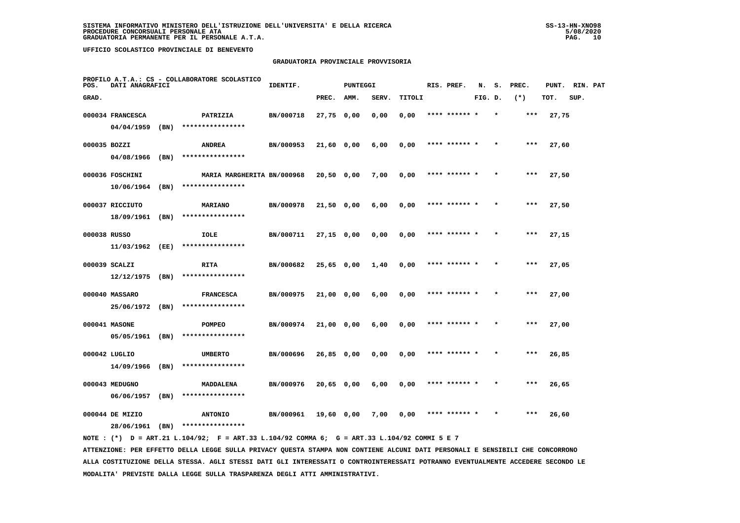UFFICIO SCOLASTICO PROVINCIALE DI BENEVENTO

## GRADUATORIA PROVINCIALE PROVVISORIA

PROFILO A.T.A.: CS - COLLABORATORE SCOLASTICO

| POS. GRAD. | DATI ANAGRAFICI | | IDENTIF. | PUNTEGGI PREC. | AMM. | SERV. | TITOLI | RIS. PREF. | N. S. FIG. D. | PREC. (*) | PUNT. TOT. | RIN. PAT SUP. |
|---|---|---|---|---|---|---|---|---|---|---|---|---|
| 000034 | FRANCESCA 04/04/1959 (BN) | PATRIZIA **************** | BN/000718 | 27,75 | 0,00 | 0,00 | 0,00 | **** ****** * | * | *** | 27,75 | |
| 000035 | BOZZI 04/08/1966 (BN) | ANDREA **************** | BN/000953 | 21,60 | 0,00 | 6,00 | 0,00 | **** ****** * | * | *** | 27,60 | |
| 000036 | FOSCHINI 10/06/1964 (BN) | MARIA MARGHERITA **************** | BN/000968 | 20,50 | 0,00 | 7,00 | 0,00 | **** ****** * | * | *** | 27,50 | |
| 000037 | RICCIUTO 18/09/1961 (BN) | MARIANO **************** | BN/000978 | 21,50 | 0,00 | 6,00 | 0,00 | **** ****** * | * | *** | 27,50 | |
| 000038 | RUSSO 11/03/1962 (EE) | IOLE **************** | BN/000711 | 27,15 | 0,00 | 0,00 | 0,00 | **** ****** * | * | *** | 27,15 | |
| 000039 | SCALZI 12/12/1975 (BN) | RITA **************** | BN/000682 | 25,65 | 0,00 | 1,40 | 0,00 | **** ****** * | * | *** | 27,05 | |
| 000040 | MASSARO 25/06/1972 (BN) | FRANCESCA **************** | BN/000975 | 21,00 | 0,00 | 6,00 | 0,00 | **** ****** * | * | *** | 27,00 | |
| 000041 | MASONE 05/05/1961 (BN) | POMPEO **************** | BN/000974 | 21,00 | 0,00 | 6,00 | 0,00 | **** ****** * | * | *** | 27,00 | |
| 000042 | LUGLIO 14/09/1966 (BN) | UMBERTO **************** | BN/000696 | 26,85 | 0,00 | 0,00 | 0,00 | **** ****** * | * | *** | 26,85 | |
| 000043 | MEDUGNO 06/06/1957 (BN) | MADDALENA **************** | BN/000976 | 20,65 | 0,00 | 6,00 | 0,00 | **** ****** * | * | *** | 26,65 | |
| 000044 | DE MIZIO 28/06/1961 (BN) | ANTONIO **************** | BN/000961 | 19,60 | 0,00 | 7,00 | 0,00 | **** ****** * | * | *** | 26,60 | |

NOTE : (*) D = ART.21 L.104/92; F = ART.33 L.104/92 COMMA 6; G = ART.33 L.104/92 COMMI 5 E 7

ATTENZIONE: PER EFFETTO DELLA LEGGE SULLA PRIVACY QUESTA STAMPA NON CONTIENE ALCUNI DATI PERSONALI E SENSIBILI CHE CONCORRONO ALLA COSTITUZIONE DELLA STESSA. AGLI STESSI DATI GLI INTERESSATI O CONTROINTERESSATI POTRANNO EVENTUALMENTE ACCEDERE SECONDO LE MODALITA' PREVISTE DALLA LEGGE SULLA TRASPARENZA DEGLI ATTI AMMINISTRATIVI.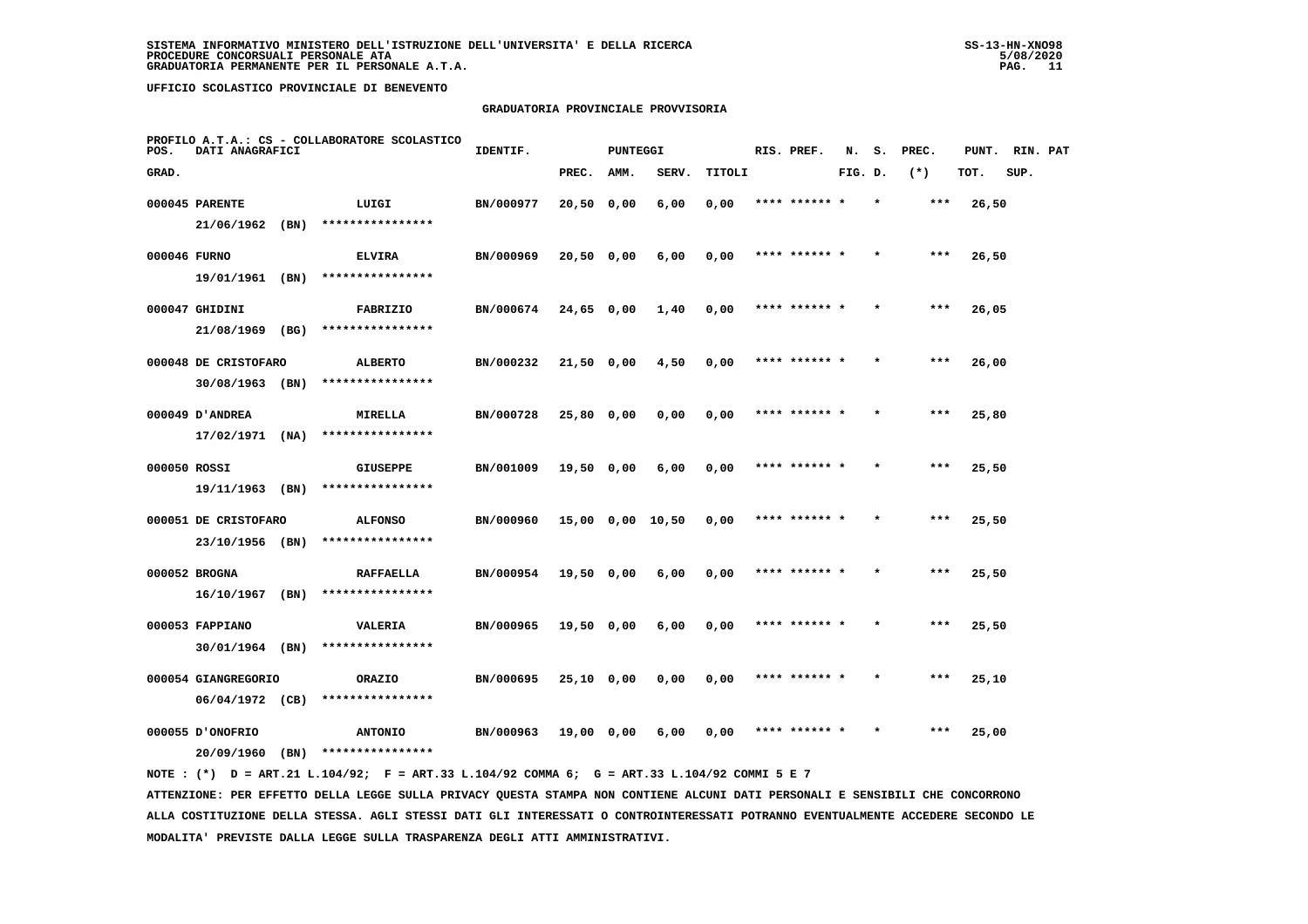SISTEMA INFORMATIVO MINISTERO DELL'ISTRUZIONE DELL'UNIVERSITA' E DELLA RICERCA
PROCEDURE CONCORSUALI PERSONALE ATA
GRADUATORIA PERMANENTE PER IL PERSONALE A.T.A.

UFFICIO SCOLASTICO PROVINCIALE DI BENEVENTO

GRADUATORIA PROVINCIALE PROVVISORIA

PROFILO A.T.A.: CS - COLLABORATORE SCOLASTICO

| POS. GRAD. | DATI ANAGRAFICI | | IDENTIF. | PUNTEGGI PREC. | AMM. | SERV. | TITOLI | RIS. PREF. | N. FIG. | S. D. | PREC. (*) | PUNT. TOT. | RIN. SUP. | PAT |
|---|---|---|---|---|---|---|---|---|---|---|---|---|---|---|
| 000045 | PARENTE 21/06/1962 (BN) | LUIGI **************** | BN/000977 | 20,50 | 0,00 | 6,00 | 0,00 | **** ****** * | | * | *** | 26,50 | | |
| 000046 | FURNO 19/01/1961 (BN) | ELVIRA **************** | BN/000969 | 20,50 | 0,00 | 6,00 | 0,00 | **** ****** * | | * | *** | 26,50 | | |
| 000047 | GHIDINI 21/08/1969 (BG) | FABRIZIO **************** | BN/000674 | 24,65 | 0,00 | 1,40 | 0,00 | **** ****** * | | * | *** | 26,05 | | |
| 000048 | DE CRISTOFARO 30/08/1963 (BN) | ALBERTO **************** | BN/000232 | 21,50 | 0,00 | 4,50 | 0,00 | **** ****** * | | * | *** | 26,00 | | |
| 000049 | D'ANDREA 17/02/1971 (NA) | MIRELLA **************** | BN/000728 | 25,80 | 0,00 | 0,00 | 0,00 | **** ****** * | | * | *** | 25,80 | | |
| 000050 | ROSSI 19/11/1963 (BN) | GIUSEPPE **************** | BN/001009 | 19,50 | 0,00 | 6,00 | 0,00 | **** ****** * | | * | *** | 25,50 | | |
| 000051 | DE CRISTOFARO 23/10/1956 (BN) | ALFONSO **************** | BN/000960 | 15,00 | 0,00 | 10,50 | 0,00 | **** ****** * | | * | *** | 25,50 | | |
| 000052 | BROGNA 16/10/1967 (BN) | RAFFAELLA **************** | BN/000954 | 19,50 | 0,00 | 6,00 | 0,00 | **** ****** * | | * | *** | 25,50 | | |
| 000053 | FAPPIANO 30/01/1964 (BN) | VALERIA **************** | BN/000965 | 19,50 | 0,00 | 6,00 | 0,00 | **** ****** * | | * | *** | 25,50 | | |
| 000054 | GIANGREGORIO 06/04/1972 (CB) | ORAZIO **************** | BN/000695 | 25,10 | 0,00 | 0,00 | 0,00 | **** ****** * | | * | *** | 25,10 | | |
| 000055 | D'ONOFRIO 20/09/1960 (BN) | ANTONIO **************** | BN/000963 | 19,00 | 0,00 | 6,00 | 0,00 | **** ****** * | | * | *** | 25,00 | | |

NOTE : (*) D = ART.21 L.104/92; F = ART.33 L.104/92 COMMA 6; G = ART.33 L.104/92 COMMI 5 E 7

ATTENZIONE: PER EFFETTO DELLA LEGGE SULLA PRIVACY QUESTA STAMPA NON CONTIENE ALCUNI DATI PERSONALI E SENSIBILI CHE CONCORRONO ALLA COSTITUZIONE DELLA STESSA. AGLI STESSI DATI GLI INTERESSATI O CONTROINTERESSATI POTRANNO EVENTUALMENTE ACCEDERE SECONDO LE MODALITA' PREVISTE DALLA LEGGE SULLA TRASPARENZA DEGLI ATTI AMMINISTRATIVI.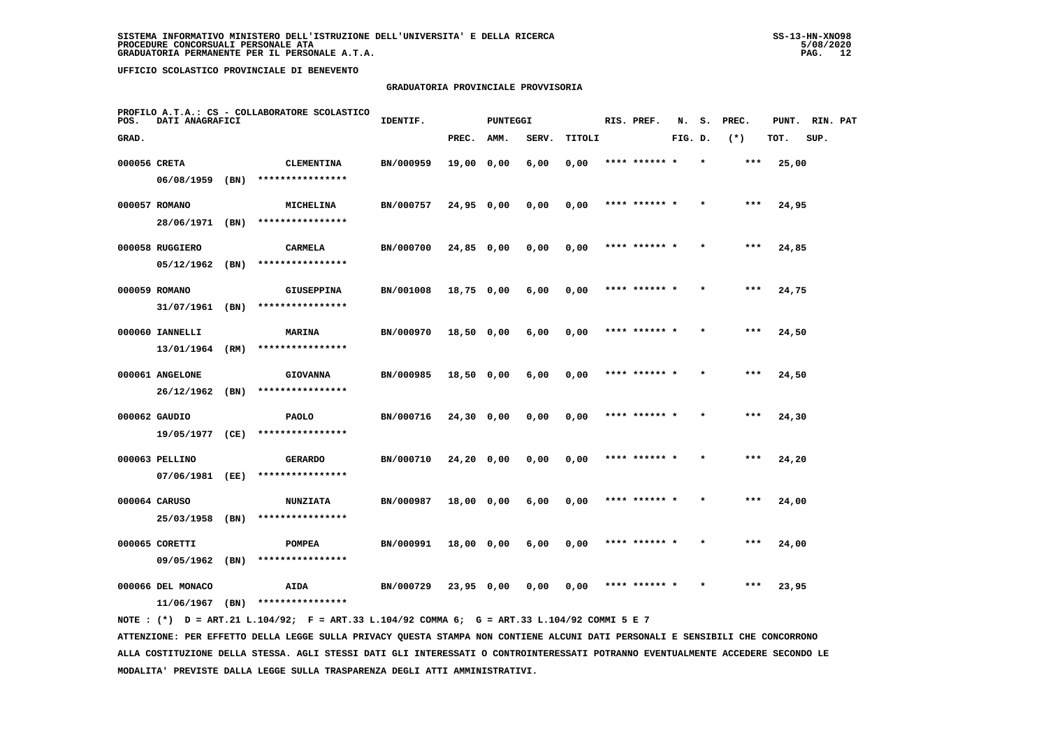SISTEMA INFORMATIVO MINISTERO DELL'ISTRUZIONE DELL'UNIVERSITA' E DELLA RICERCA
PROCEDURE CONCORSUALI PERSONALE ATA
GRADUATORIA PERMANENTE PER IL PERSONALE A.T.A.

UFFICIO SCOLASTICO PROVINCIALE DI BENEVENTO

## GRADUATORIA PROVINCIALE PROVVISORIA

PROFILO A.T.A.: CS - COLLABORATORE SCOLASTICO

| POS. GRAD. | DATI ANAGRAFICI | | IDENTIF. | PUNTEGGI PREC. | AMM. | SERV. | TITOLI | RIS. PREF. | N. FIG. | S. D. | PREC. (*) | PUNT. TOT. | RIN. PAT SUP. |
|---|---|---|---|---|---|---|---|---|---|---|---|---|---|
| 000056 | CRETA 06/08/1959 (BN) | CLEMENTINA **************** | BN/000959 | 19,00 | 0,00 | 6,00 | 0,00 | **** ****** * | | * | *** | 25,00 | |
| 000057 | ROMANO 28/06/1971 (BN) | MICHELINA **************** | BN/000757 | 24,95 | 0,00 | 0,00 | 0,00 | **** ****** * | | * | *** | 24,95 | |
| 000058 | RUGGIERO 05/12/1962 (BN) | CARMELA **************** | BN/000700 | 24,85 | 0,00 | 0,00 | 0,00 | **** ****** * | | * | *** | 24,85 | |
| 000059 | ROMANO 31/07/1961 (BN) | GIUSEPPINA **************** | BN/001008 | 18,75 | 0,00 | 6,00 | 0,00 | **** ****** * | | * | *** | 24,75 | |
| 000060 | IANNELLI 13/01/1964 (RM) | MARINA **************** | BN/000970 | 18,50 | 0,00 | 6,00 | 0,00 | **** ****** * | | * | *** | 24,50 | |
| 000061 | ANGELONE 26/12/1962 (BN) | GIOVANNA **************** | BN/000985 | 18,50 | 0,00 | 6,00 | 0,00 | **** ****** * | | * | *** | 24,50 | |
| 000062 | GAUDIO 19/05/1977 (CE) | PAOLO **************** | BN/000716 | 24,30 | 0,00 | 0,00 | 0,00 | **** ****** * | | * | *** | 24,30 | |
| 000063 | PELLINO 07/06/1981 (EE) | GERARDO **************** | BN/000710 | 24,20 | 0,00 | 0,00 | 0,00 | **** ****** * | | * | *** | 24,20 | |
| 000064 | CARUSO 25/03/1958 (BN) | NUNZIATA **************** | BN/000987 | 18,00 | 0,00 | 6,00 | 0,00 | **** ****** * | | * | *** | 24,00 | |
| 000065 | CORETTI 09/05/1962 (BN) | POMPEA **************** | BN/000991 | 18,00 | 0,00 | 6,00 | 0,00 | **** ****** * | | * | *** | 24,00 | |
| 000066 | DEL MONACO 11/06/1967 (BN) | AIDA **************** | BN/000729 | 23,95 | 0,00 | 0,00 | 0,00 | **** ****** * | | * | *** | 23,95 | |

NOTE : (*) D = ART.21 L.104/92; F = ART.33 L.104/92 COMMA 6; G = ART.33 L.104/92 COMMI 5 E 7

ATTENZIONE: PER EFFETTO DELLA LEGGE SULLA PRIVACY QUESTA STAMPA NON CONTIENE ALCUNI DATI PERSONALI E SENSIBILI CHE CONCORRONO ALLA COSTITUZIONE DELLA STESSA. AGLI STESSI DATI GLI INTERESSATI O CONTROINTERESSATI POTRANNO EVENTUALMENTE ACCEDERE SECONDO LE MODALITA' PREVISTE DALLA LEGGE SULLA TRASPARENZA DEGLI ATTI AMMINISTRATIVI.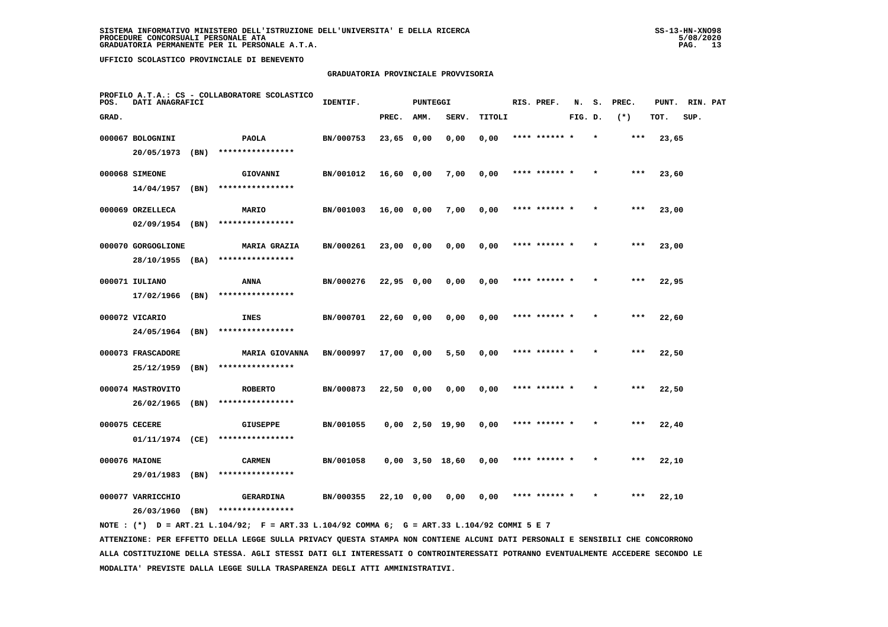SISTEMA INFORMATIVO MINISTERO DELL'ISTRUZIONE DELL'UNIVERSITA' E DELLA RICERCA
PROCEDURE CONCORSUALI PERSONALE ATA
GRADUATORIA PERMANENTE PER IL PERSONALE A.T.A.

UFFICIO SCOLASTICO PROVINCIALE DI BENEVENTO

## GRADUATORIA PROVINCIALE PROVVISORIA

PROFILO A.T.A.: CS - COLLABORATORE SCOLASTICO

| POS. GRAD. | DATI ANAGRAFICI | | IDENTIF. | PUNTEGGI PREC. | AMM. | SERV. | TITOLI | RIS. PREF. | N. FIG. | S. D. | PREC. (*) | PUNT. TOT. | RIN. SUP. | PAT |
|---|---|---|---|---|---|---|---|---|---|---|---|---|---|---|
| 000067 | BOLOGNINI 20/05/1973 (BN) | PAOLA **************** | BN/000753 | 23,65 | 0,00 | 0,00 | 0,00 | **** ****** * | | * | *** | 23,65 | | |
| 000068 | SIMEONE 14/04/1957 (BN) | GIOVANNI **************** | BN/001012 | 16,60 | 0,00 | 7,00 | 0,00 | **** ****** * | | * | *** | 23,60 | | |
| 000069 | ORZELLECA 02/09/1954 (BN) | MARIO **************** | BN/001003 | 16,00 | 0,00 | 7,00 | 0,00 | **** ****** * | | * | *** | 23,00 | | |
| 000070 | GORGOGLIONE 28/10/1955 (BA) | MARIA GRAZIA **************** | BN/000261 | 23,00 | 0,00 | 0,00 | 0,00 | **** ****** * | | * | *** | 23,00 | | |
| 000071 | IULIANO 17/02/1966 (BN) | ANNA **************** | BN/000276 | 22,95 | 0,00 | 0,00 | 0,00 | **** ****** * | | * | *** | 22,95 | | |
| 000072 | VICARIO 24/05/1964 (BN) | INES **************** | BN/000701 | 22,60 | 0,00 | 0,00 | 0,00 | **** ****** * | | * | *** | 22,60 | | |
| 000073 | FRASCADORE 25/12/1959 (BN) | MARIA GIOVANNA **************** | BN/000997 | 17,00 | 0,00 | 5,50 | 0,00 | **** ****** * | | * | *** | 22,50 | | |
| 000074 | MASTROVITO 26/02/1965 (BN) | ROBERTO **************** | BN/000873 | 22,50 | 0,00 | 0,00 | 0,00 | **** ****** * | | * | *** | 22,50 | | |
| 000075 | CECERE 01/11/1974 (CE) | GIUSEPPE **************** | BN/001055 | 0,00 | 2,50 | 19,90 | 0,00 | **** ****** * | | * | *** | 22,40 | | |
| 000076 | MAIONE 29/01/1983 (BN) | CARMEN **************** | BN/001058 | 0,00 | 3,50 | 18,60 | 0,00 | **** ****** * | | * | *** | 22,10 | | |
| 000077 | VARRICCHIO 26/03/1960 (BN) | GERARDINA **************** | BN/000355 | 22,10 | 0,00 | 0,00 | 0,00 | **** ****** * | | * | *** | 22,10 | | |

NOTE : (*) D = ART.21 L.104/92; F = ART.33 L.104/92 COMMA 6; G = ART.33 L.104/92 COMMI 5 E 7

ATTENZIONE: PER EFFETTO DELLA LEGGE SULLA PRIVACY QUESTA STAMPA NON CONTIENE ALCUNI DATI PERSONALI E SENSIBILI CHE CONCORRONO ALLA COSTITUZIONE DELLA STESSA. AGLI STESSI DATI GLI INTERESSATI O CONTROINTERESSATI POTRANNO EVENTUALMENTE ACCEDERE SECONDO LE MODALITA' PREVISTE DALLA LEGGE SULLA TRASPARENZA DEGLI ATTI AMMINISTRATIVI.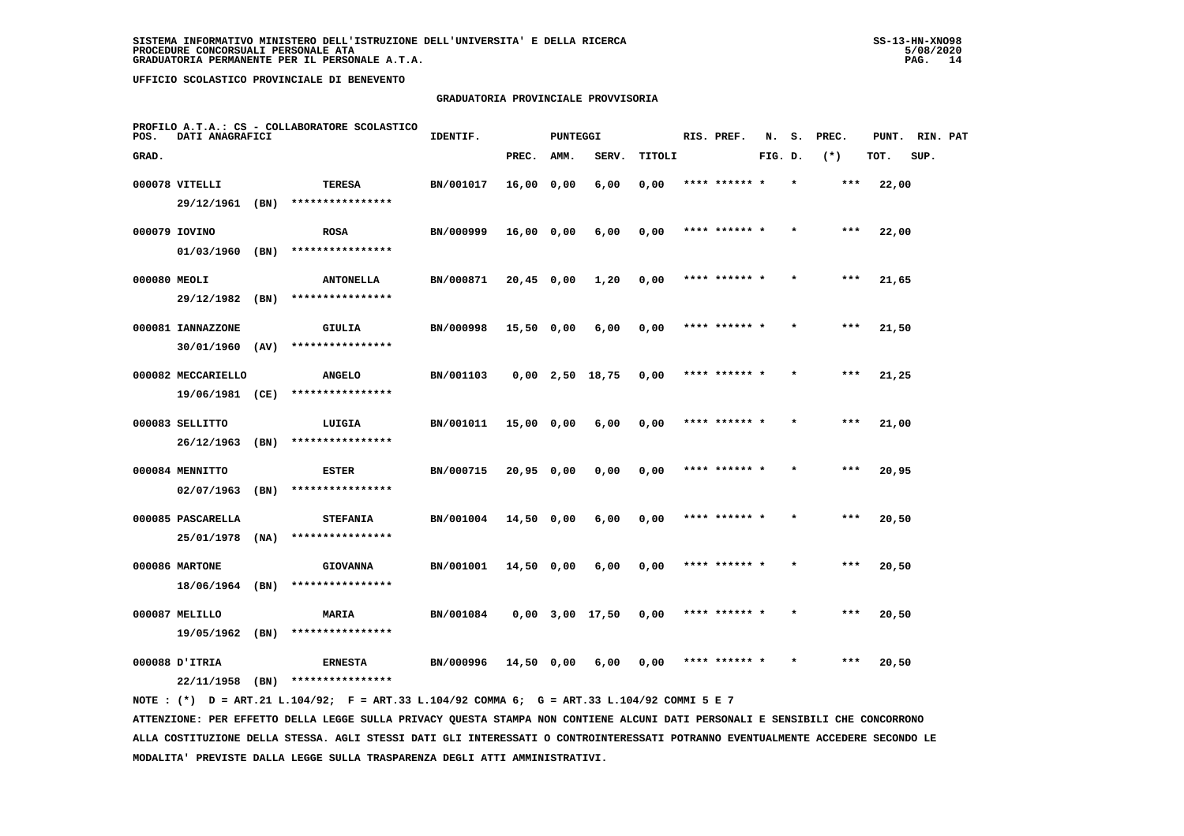SISTEMA INFORMATIVO MINISTERO DELL'ISTRUZIONE DELL'UNIVERSITA' E DELLA RICERCA
PROCEDURE CONCORSUALI PERSONALE ATA
GRADUATORIA PERMANENTE PER IL PERSONALE A.T.A.

UFFICIO SCOLASTICO PROVINCIALE DI BENEVENTO

GRADUATORIA PROVINCIALE PROVVISORIA

PROFILO A.T.A.: CS - COLLABORATORE SCOLASTICO

| POS. GRAD. | DATI ANAGRAFICI | | IDENTIF. | PUNTEGGI PREC. | AMM. | SERV. | TITOLI | RIS. PREF. | N. FIG. | S. D. | PREC. (*) | PUNT. TOT. | RIN. SUP. | PAT |
|---|---|---|---|---|---|---|---|---|---|---|---|---|---|---|
| 000078 | VITELLI 29/12/1961 (BN) | TERESA **************** | BN/001017 | 16,00 | 0,00 | 6,00 | 0,00 | **** ****** * | * | | *** | 22,00 | | |
| 000079 | IOVINO 01/03/1960 (BN) | ROSA **************** | BN/000999 | 16,00 | 0,00 | 6,00 | 0,00 | **** ****** * | * | | *** | 22,00 | | |
| 000080 | MEOLI 29/12/1982 (BN) | ANTONELLA **************** | BN/000871 | 20,45 | 0,00 | 1,20 | 0,00 | **** ****** * | * | | *** | 21,65 | | |
| 000081 | IANNAZZONE 30/01/1960 (AV) | GIULIA **************** | BN/000998 | 15,50 | 0,00 | 6,00 | 0,00 | **** ****** * | * | | *** | 21,50 | | |
| 000082 | MECCARIELLO 19/06/1981 (CE) | ANGELO **************** | BN/001103 | 0,00 | 2,50 | 18,75 | 0,00 | **** ****** * | * | | *** | 21,25 | | |
| 000083 | SELLITTO 26/12/1963 (BN) | LUIGIA **************** | BN/001011 | 15,00 | 0,00 | 6,00 | 0,00 | **** ****** * | * | | *** | 21,00 | | |
| 000084 | MENNITTO 02/07/1963 (BN) | ESTER **************** | BN/000715 | 20,95 | 0,00 | 0,00 | 0,00 | **** ****** * | * | | *** | 20,95 | | |
| 000085 | PASCARELLA 25/01/1978 (NA) | STEFANIA **************** | BN/001004 | 14,50 | 0,00 | 6,00 | 0,00 | **** ****** * | * | | *** | 20,50 | | |
| 000086 | MARTONE 18/06/1964 (BN) | GIOVANNA **************** | BN/001001 | 14,50 | 0,00 | 6,00 | 0,00 | **** ****** * | * | | *** | 20,50 | | |
| 000087 | MELILLO 19/05/1962 (BN) | MARIA **************** | BN/001084 | 0,00 | 3,00 | 17,50 | 0,00 | **** ****** * | * | | *** | 20,50 | | |
| 000088 | D'ITRIA 22/11/1958 (BN) | ERNESTA **************** | BN/000996 | 14,50 | 0,00 | 6,00 | 0,00 | **** ****** * | * | | *** | 20,50 | | |

NOTE : (*) D = ART.21 L.104/92; F = ART.33 L.104/92 COMMA 6; G = ART.33 L.104/92 COMMI 5 E 7

ATTENZIONE: PER EFFETTO DELLA LEGGE SULLA PRIVACY QUESTA STAMPA NON CONTIENE ALCUNI DATI PERSONALI E SENSIBILI CHE CONCORRONO ALLA COSTITUZIONE DELLA STESSA. AGLI STESSI DATI GLI INTERESSATI O CONTROINTERESSATI POTRANNO EVENTUALMENTE ACCEDERE SECONDO LE MODALITA' PREVISTE DALLA LEGGE SULLA TRASPARENZA DEGLI ATTI AMMINISTRATIVI.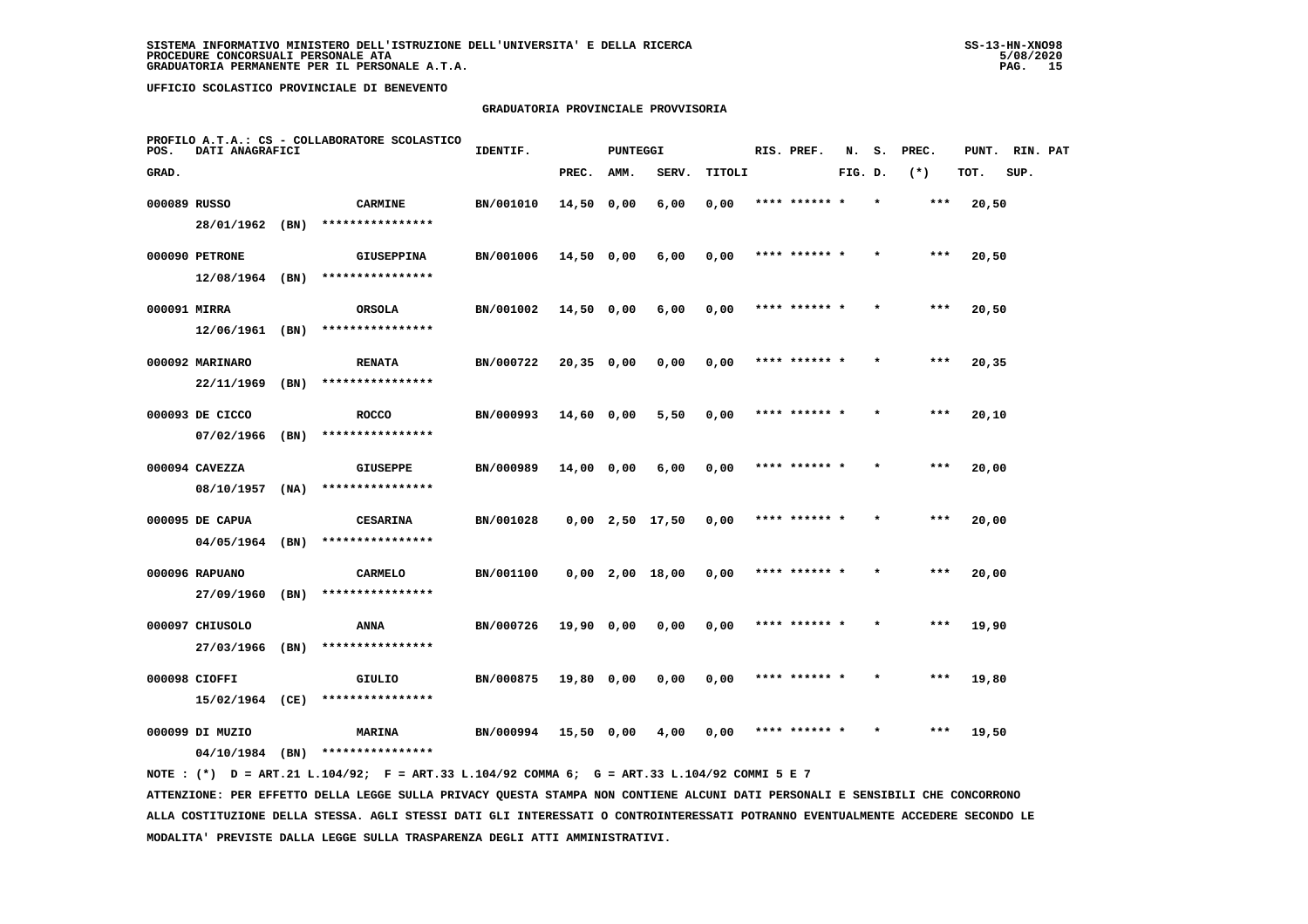SISTEMA INFORMATIVO MINISTERO DELL'ISTRUZIONE DELL'UNIVERSITA' E DELLA RICERCA
PROCEDURE CONCORSUALI PERSONALE ATA
GRADUATORIA PERMANENTE PER IL PERSONALE A.T.A.

UFFICIO SCOLASTICO PROVINCIALE DI BENEVENTO

## GRADUATORIA PROVINCIALE PROVVISORIA

PROFILO A.T.A.: CS - COLLABORATORE SCOLASTICO

| POS. GRAD. | DATI ANAGRAFICI | | IDENTIF. | PUNTEGGI PREC. | AMM. | SERV. | TITOLI | RIS. PREF. | N. FIG. | S. D. | PREC. (*) | PUNT. TOT. | RIN. SUP. | PAT |
|---|---|---|---|---|---|---|---|---|---|---|---|---|---|---|
| 000089 | RUSSO 28/01/1962 (BN) | CARMINE **************** | BN/001010 | 14,50 | 0,00 | 6,00 | 0,00 | **** ****** * | | * | *** | 20,50 | | |
| 000090 | PETRONE 12/08/1964 (BN) | GIUSEPPINA **************** | BN/001006 | 14,50 | 0,00 | 6,00 | 0,00 | **** ****** * | | * | *** | 20,50 | | |
| 000091 | MIRRA 12/06/1961 (BN) | ORSOLA **************** | BN/001002 | 14,50 | 0,00 | 6,00 | 0,00 | **** ****** * | | * | *** | 20,50 | | |
| 000092 | MARINARO 22/11/1969 (BN) | RENATA **************** | BN/000722 | 20,35 | 0,00 | 0,00 | 0,00 | **** ****** * | | * | *** | 20,35 | | |
| 000093 | DE CICCO 07/02/1966 (BN) | ROCCO **************** | BN/000993 | 14,60 | 0,00 | 5,50 | 0,00 | **** ****** * | | * | *** | 20,10 | | |
| 000094 | CAVEZZA 08/10/1957 (NA) | GIUSEPPE **************** | BN/000989 | 14,00 | 0,00 | 6,00 | 0,00 | **** ****** * | | * | *** | 20,00 | | |
| 000095 | DE CAPUA 04/05/1964 (BN) | CESARINA **************** | BN/001028 | 0,00 | 2,50 | 17,50 | 0,00 | **** ****** * | | * | *** | 20,00 | | |
| 000096 | RAPUANO 27/09/1960 (BN) | CARMELO **************** | BN/001100 | 0,00 | 2,00 | 18,00 | 0,00 | **** ****** * | | * | *** | 20,00 | | |
| 000097 | CHIUSOLO 27/03/1966 (BN) | ANNA **************** | BN/000726 | 19,90 | 0,00 | 0,00 | 0,00 | **** ****** * | | * | *** | 19,90 | | |
| 000098 | CIOFFI 15/02/1964 (CE) | GIULIO **************** | BN/000875 | 19,80 | 0,00 | 0,00 | 0,00 | **** ****** * | | * | *** | 19,80 | | |
| 000099 | DI MUZIO 04/10/1984 (BN) | MARINA **************** | BN/000994 | 15,50 | 0,00 | 4,00 | 0,00 | **** ****** * | | * | *** | 19,50 | | |

NOTE : (*) D = ART.21 L.104/92; F = ART.33 L.104/92 COMMA 6; G = ART.33 L.104/92 COMMI 5 E 7

ATTENZIONE: PER EFFETTO DELLA LEGGE SULLA PRIVACY QUESTA STAMPA NON CONTIENE ALCUNI DATI PERSONALI E SENSIBILI CHE CONCORRONO ALLA COSTITUZIONE DELLA STESSA. AGLI STESSI DATI GLI INTERESSATI O CONTROINTERESSATI POTRANNO EVENTUALMENTE ACCEDERE SECONDO LE MODALITA' PREVISTE DALLA LEGGE SULLA TRASPARENZA DEGLI ATTI AMMINISTRATIVI.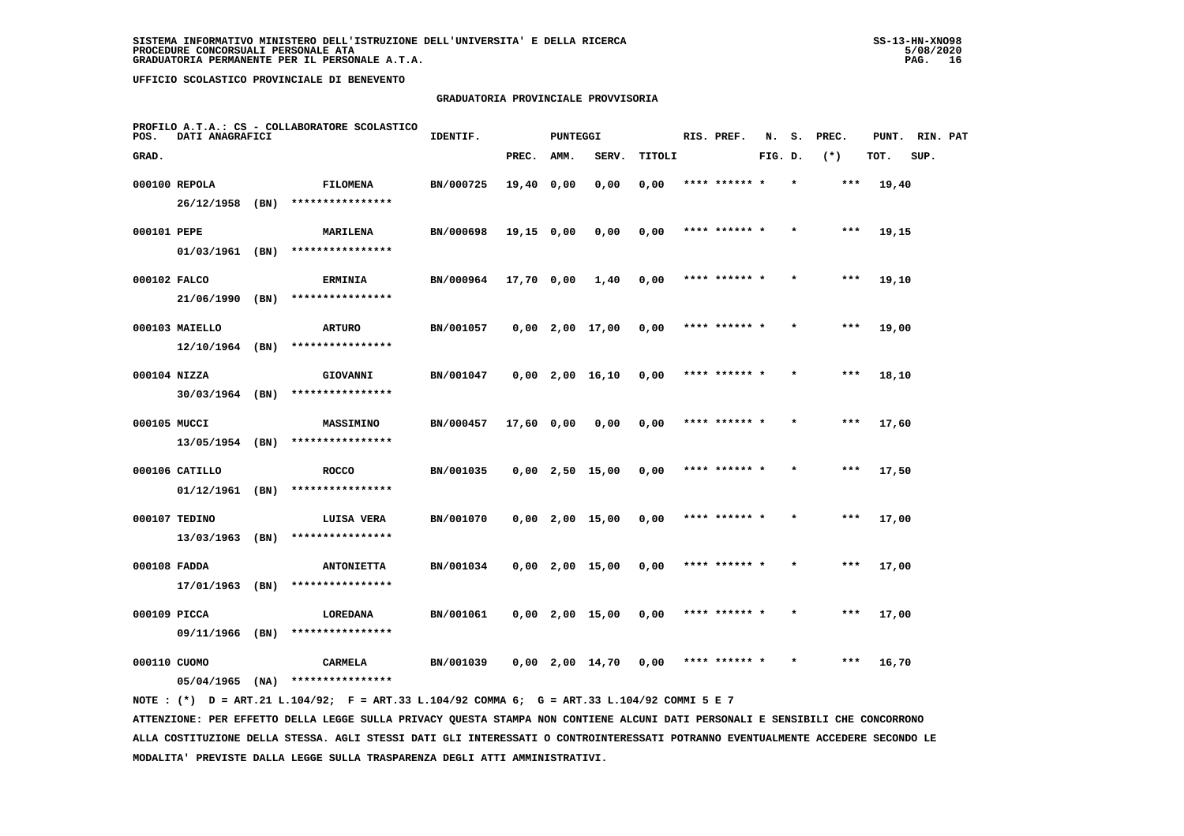SISTEMA INFORMATIVO MINISTERO DELL'ISTRUZIONE DELL'UNIVERSITA' E DELLA RICERCA
PROCEDURE CONCORSUALI PERSONALE ATA
GRADUATORIA PERMANENTE PER IL PERSONALE A.T.A.

UFFICIO SCOLASTICO PROVINCIALE DI BENEVENTO

GRADUATORIA PROVINCIALE PROVVISORIA

PROFILO A.T.A.: CS - COLLABORATORE SCOLASTICO

| POS. GRAD. | DATI ANAGRAFICI | | IDENTIF. | PUNTEGGI PREC. | AMM. | SERV. | TITOLI | RIS. PREF. | N. FIG. | S. D. | PREC. (*) | PUNT. TOT. | RIN. SUP. | PAT |
|---|---|---|---|---|---|---|---|---|---|---|---|---|---|---|
| 000100 | REPOLA 26/12/1958 (BN) | FILOMENA **************** | BN/000725 | 19,40 | 0,00 | 0,00 | 0,00 | **** ****** * | | * | *** | 19,40 | | |
| 000101 | PEPE 01/03/1961 (BN) | MARILENA **************** | BN/000698 | 19,15 | 0,00 | 0,00 | 0,00 | **** ****** * | | * | *** | 19,15 | | |
| 000102 | FALCO 21/06/1990 (BN) | ERMINIA **************** | BN/000964 | 17,70 | 0,00 | 1,40 | 0,00 | **** ****** * | | * | *** | 19,10 | | |
| 000103 | MAIELLO 12/10/1964 (BN) | ARTURO **************** | BN/001057 | 0,00 | 2,00 | 17,00 | 0,00 | **** ****** * | | * | *** | 19,00 | | |
| 000104 | NIZZA 30/03/1964 (BN) | GIOVANNI **************** | BN/001047 | 0,00 | 2,00 | 16,10 | 0,00 | **** ****** * | | * | *** | 18,10 | | |
| 000105 | MUCCI 13/05/1954 (BN) | MASSIMINO **************** | BN/000457 | 17,60 | 0,00 | 0,00 | 0,00 | **** ****** * | | * | *** | 17,60 | | |
| 000106 | CATILLO 01/12/1961 (BN) | ROCCO **************** | BN/001035 | 0,00 | 2,50 | 15,00 | 0,00 | **** ****** * | | * | *** | 17,50 | | |
| 000107 | TEDINO 13/03/1963 (BN) | LUISA VERA **************** | BN/001070 | 0,00 | 2,00 | 15,00 | 0,00 | **** ****** * | | * | *** | 17,00 | | |
| 000108 | FADDA 17/01/1963 (BN) | ANTONIETTA **************** | BN/001034 | 0,00 | 2,00 | 15,00 | 0,00 | **** ****** * | | * | *** | 17,00 | | |
| 000109 | PICCA 09/11/1966 (BN) | LOREDANA **************** | BN/001061 | 0,00 | 2,00 | 15,00 | 0,00 | **** ****** * | | * | *** | 17,00 | | |
| 000110 | CUOMO 05/04/1965 (NA) | CARMELA **************** | BN/001039 | 0,00 | 2,00 | 14,70 | 0,00 | **** ****** * | | * | *** | 16,70 | | |

NOTE : (*) D = ART.21 L.104/92; F = ART.33 L.104/92 COMMA 6; G = ART.33 L.104/92 COMMI 5 E 7

ATTENZIONE: PER EFFETTO DELLA LEGGE SULLA PRIVACY QUESTA STAMPA NON CONTIENE ALCUNI DATI PERSONALI E SENSIBILI CHE CONCORRONO ALLA COSTITUZIONE DELLA STESSA. AGLI STESSI DATI GLI INTERESSATI O CONTROINTERESSATI POTRANNO EVENTUALMENTE ACCEDERE SECONDO LE MODALITA' PREVISTE DALLA LEGGE SULLA TRASPARENZA DEGLI ATTI AMMINISTRATIVI.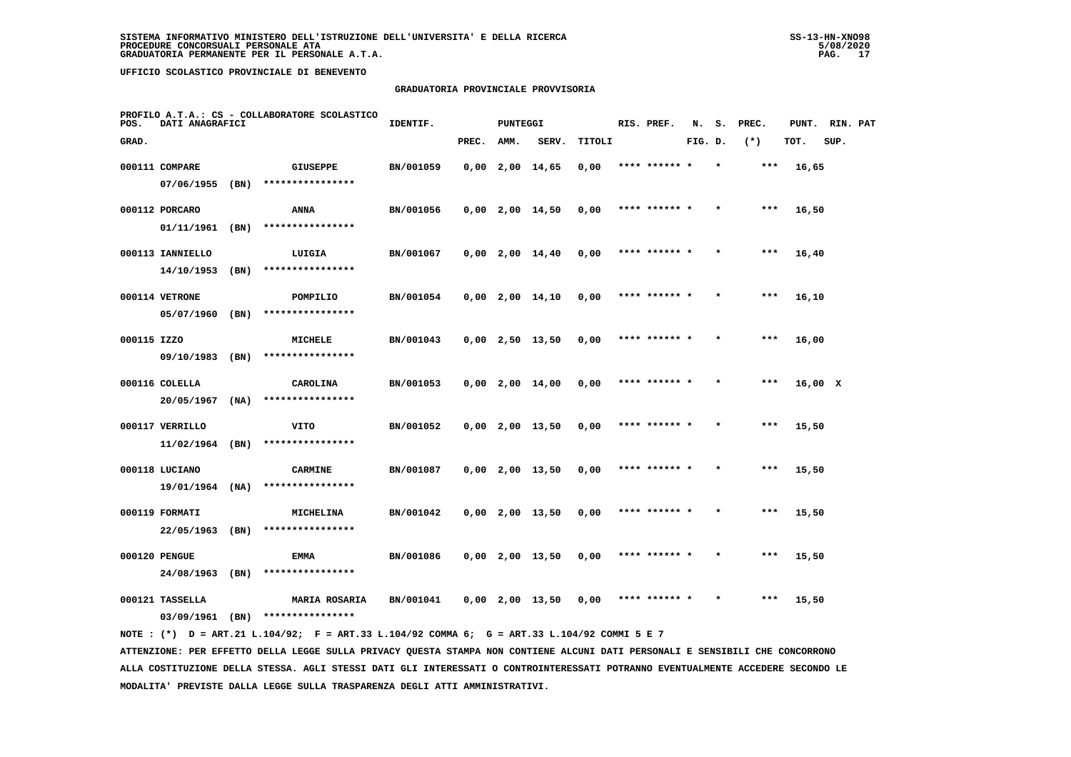SISTEMA INFORMATIVO MINISTERO DELL'ISTRUZIONE DELL'UNIVERSITA' E DELLA RICERCA
PROCEDURE CONCORSUALI PERSONALE ATA
GRADUATORIA PERMANENTE PER IL PERSONALE A.T.A.

UFFICIO SCOLASTICO PROVINCIALE DI BENEVENTO

GRADUATORIA PROVINCIALE PROVVISORIA

PROFILO A.T.A.: CS - COLLABORATORE SCOLASTICO

| POS. GRAD. | DATI ANAGRAFICI | | IDENTIF. | PUNTEGGI PREC. | AMM. | SERV. | TITOLI | RIS. PREF. | N. FIG. | S. D. | PREC. (*) | PUNT. TOT. | RIN. SUP. | PAT |
|---|---|---|---|---|---|---|---|---|---|---|---|---|---|---|
| 000111 | COMPARE 07/06/1955 (BN) | GIUSEPPE **************** | BN/001059 | 0,00 | 2,00 | 14,65 | 0,00 | **** ****** | * | * | *** | 16,65 | | |
| 000112 | PORCARO 01/11/1961 (BN) | ANNA **************** | BN/001056 | 0,00 | 2,00 | 14,50 | 0,00 | **** ****** | * | * | *** | 16,50 | | |
| 000113 | IANNIELLO 14/10/1953 (BN) | LUIGIA **************** | BN/001067 | 0,00 | 2,00 | 14,40 | 0,00 | **** ****** | * | * | *** | 16,40 | | |
| 000114 | VETRONE 05/07/1960 (BN) | POMPILIO **************** | BN/001054 | 0,00 | 2,00 | 14,10 | 0,00 | **** ****** | * | * | *** | 16,10 | | |
| 000115 | IZZO 09/10/1983 (BN) | MICHELE **************** | BN/001043 | 0,00 | 2,50 | 13,50 | 0,00 | **** ****** | * | * | *** | 16,00 | | |
| 000116 | COLELLA 20/05/1967 (NA) | CAROLINA **************** | BN/001053 | 0,00 | 2,00 | 14,00 | 0,00 | **** ****** | * | * | *** | 16,00 | X | |
| 000117 | VERRILLO 11/02/1964 (BN) | VITO **************** | BN/001052 | 0,00 | 2,00 | 13,50 | 0,00 | **** ****** | * | * | *** | 15,50 | | |
| 000118 | LUCIANO 19/01/1964 (NA) | CARMINE **************** | BN/001087 | 0,00 | 2,00 | 13,50 | 0,00 | **** ****** | * | * | *** | 15,50 | | |
| 000119 | FORMATI 22/05/1963 (BN) | MICHELINA **************** | BN/001042 | 0,00 | 2,00 | 13,50 | 0,00 | **** ****** | * | * | *** | 15,50 | | |
| 000120 | PENGUE 24/08/1963 (BN) | EMMA **************** | BN/001086 | 0,00 | 2,00 | 13,50 | 0,00 | **** ****** | * | * | *** | 15,50 | | |
| 000121 | TASSELLA 03/09/1961 (BN) | MARIA ROSARIA **************** | BN/001041 | 0,00 | 2,00 | 13,50 | 0,00 | **** ****** | * | * | *** | 15,50 | | |

NOTE : (*) D = ART.21 L.104/92; F = ART.33 L.104/92 COMMA 6; G = ART.33 L.104/92 COMMI 5 E 7

ATTENZIONE: PER EFFETTO DELLA LEGGE SULLA PRIVACY QUESTA STAMPA NON CONTIENE ALCUNI DATI PERSONALI E SENSIBILI CHE CONCORRONO ALLA COSTITUZIONE DELLA STESSA. AGLI STESSI DATI GLI INTERESSATI O CONTROINTERESSATI POTRANNO EVENTUALMENTE ACCEDERE SECONDO LE MODALITA' PREVISTE DALLA LEGGE SULLA TRASPARENZA DEGLI ATTI AMMINISTRATIVI.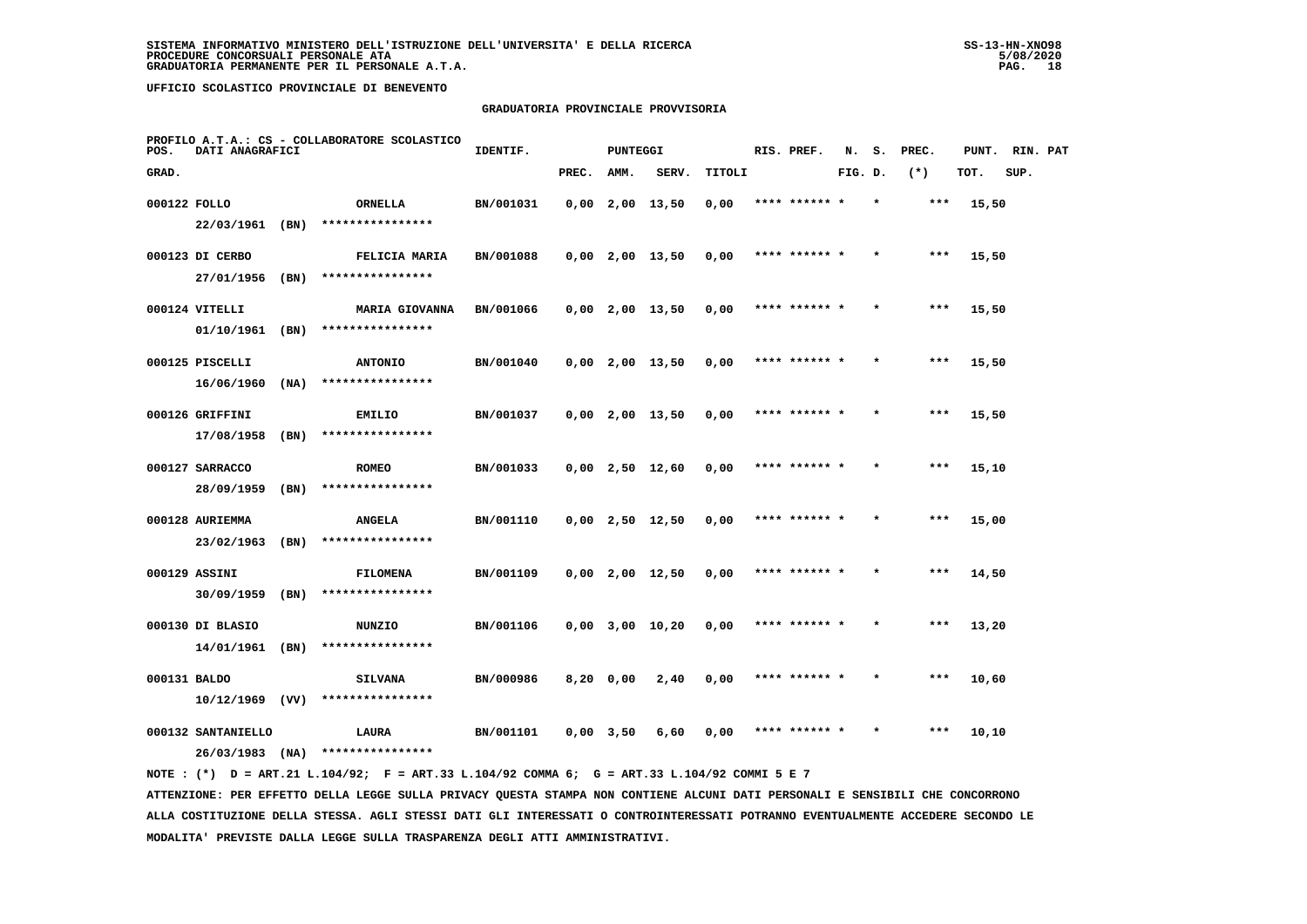**SISTEMA INFORMATIVO MINISTERO DELL'ISTRUZIONE DELL'UNIVERSITA' E DELLA RICERCA**
**PROCEDURE CONCORSUALI PERSONALE ATA**
**GRADUATORIA PERMANENTE PER IL PERSONALE A.T.A.**

**UFFICIO SCOLASTICO PROVINCIALE DI BENEVENTO**

## GRADUATORIA PROVINCIALE PROVVISORIA

PROFILO A.T.A.: CS - COLLABORATORE SCOLASTICO

| POS. GRAD. | DATI ANAGRAFICI | | IDENTIF. | PUNTEGGI PREC. | AMM. | SERV. | TITOLI | RIS. PREF. | N. FIG. | S. D. | PREC. (*) | PUNT. TOT. | RIN. SUP. | PAT |
|---|---|---|---|---|---|---|---|---|---|---|---|---|---|---|
| 000122 | FOLLO 22/03/1961 (BN) | ORNELLA **************** | BN/001031 | 0,00 | 2,00 | 13,50 | 0,00 | **** ****** * | | * | *** | 15,50 | | |
| 000123 | DI CERBO 27/01/1956 (BN) | FELICIA MARIA **************** | BN/001088 | 0,00 | 2,00 | 13,50 | 0,00 | **** ****** * | | * | *** | 15,50 | | |
| 000124 | VITELLI 01/10/1961 (BN) | MARIA GIOVANNA **************** | BN/001066 | 0,00 | 2,00 | 13,50 | 0,00 | **** ****** * | | * | *** | 15,50 | | |
| 000125 | PISCELLI 16/06/1960 (NA) | ANTONIO **************** | BN/001040 | 0,00 | 2,00 | 13,50 | 0,00 | **** ****** * | | * | *** | 15,50 | | |
| 000126 | GRIFFINI 17/08/1958 (BN) | EMILIO **************** | BN/001037 | 0,00 | 2,00 | 13,50 | 0,00 | **** ****** * | | * | *** | 15,50 | | |
| 000127 | SARRACCO 28/09/1959 (BN) | ROMEO **************** | BN/001033 | 0,00 | 2,50 | 12,60 | 0,00 | **** ****** * | | * | *** | 15,10 | | |
| 000128 | AURIEMMA 23/02/1963 (BN) | ANGELA **************** | BN/001110 | 0,00 | 2,50 | 12,50 | 0,00 | **** ****** * | | * | *** | 15,00 | | |
| 000129 | ASSINI 30/09/1959 (BN) | FILOMENA **************** | BN/001109 | 0,00 | 2,00 | 12,50 | 0,00 | **** ****** * | | * | *** | 14,50 | | |
| 000130 | DI BLASIO 14/01/1961 (BN) | NUNZIO **************** | BN/001106 | 0,00 | 3,00 | 10,20 | 0,00 | **** ****** * | | * | *** | 13,20 | | |
| 000131 | BALDO 10/12/1969 (VV) | SILVANA **************** | BN/000986 | 8,20 | 0,00 | 2,40 | 0,00 | **** ****** * | | * | *** | 10,60 | | |
| 000132 | SANTANIELLO 26/03/1983 (NA) | LAURA **************** | BN/001101 | 0,00 | 3,50 | 6,60 | 0,00 | **** ****** * | | * | *** | 10,10 | | |

NOTE : (*) D = ART.21 L.104/92; F = ART.33 L.104/92 COMMA 6; G = ART.33 L.104/92 COMMI 5 E 7

ATTENZIONE: PER EFFETTO DELLA LEGGE SULLA PRIVACY QUESTA STAMPA NON CONTIENE ALCUNI DATI PERSONALI E SENSIBILI CHE CONCORRONO ALLA COSTITUZIONE DELLA STESSA. AGLI STESSI DATI GLI INTERESSATI O CONTROINTERESSATI POTRANNO EVENTUALMENTE ACCEDERE SECONDO LE MODALITA' PREVISTE DALLA LEGGE SULLA TRASPARENZA DEGLI ATTI AMMINISTRATIVI.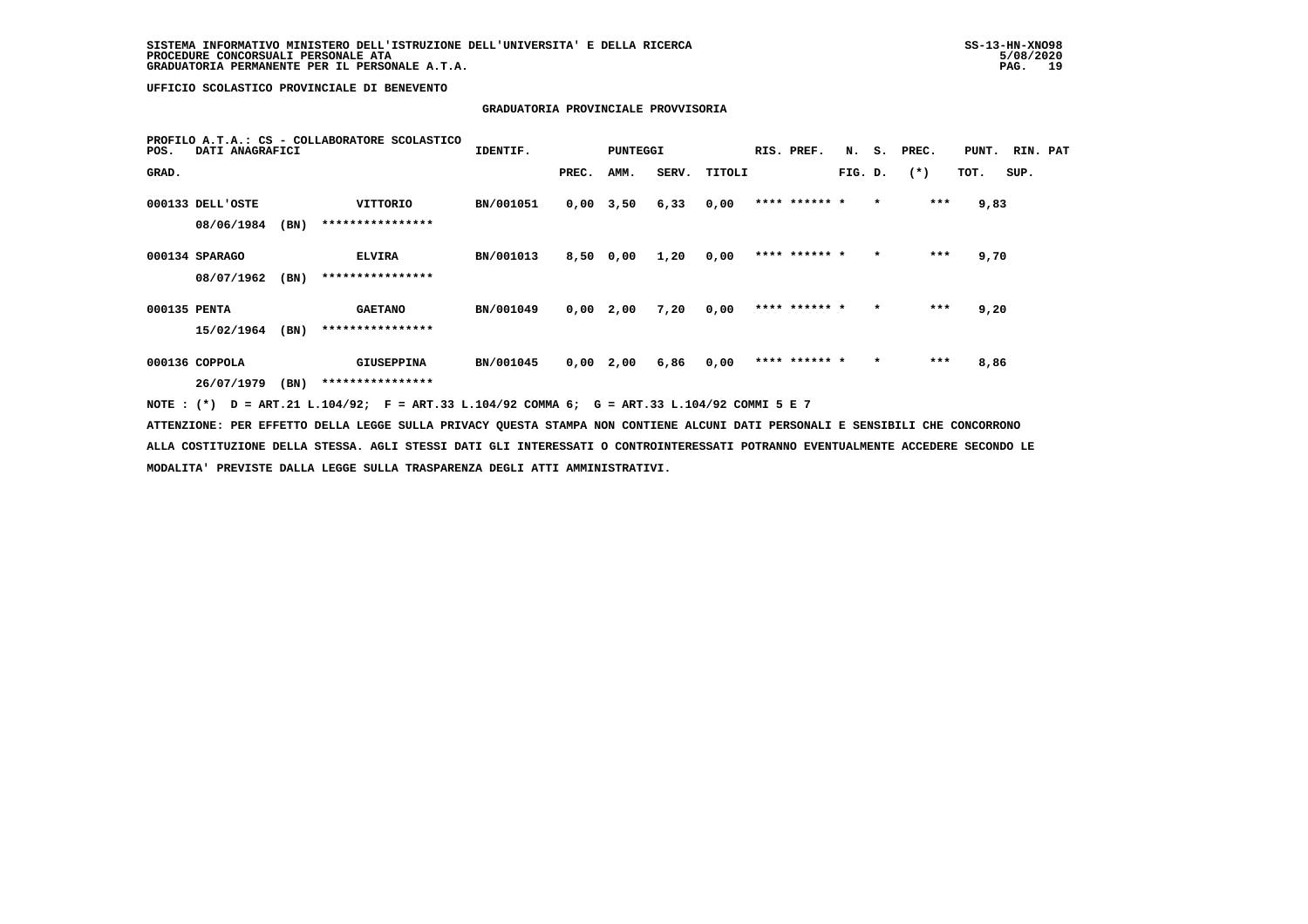SISTEMA INFORMATIVO MINISTERO DELL'ISTRUZIONE DELL'UNIVERSITA' E DELLA RICERCA
PROCEDURE CONCORSUALI PERSONALE ATA
GRADUATORIA PERMANENTE PER IL PERSONALE A.T.A.

SS-13-HN-XNO98
5/08/2020

UFFICIO SCOLASTICO PROVINCIALE DI BENEVENTO

## GRADUATORIA PROVINCIALE PROVVISORIA

PROFILO A.T.A.: CS - COLLABORATORE SCOLASTICO

| POS. GRAD. | DATI ANAGRAFICI | | IDENTIF. | PUNTEGGI PREC. | AMM. | SERV. | TITOLI | RIS. PREF. | N. S. FIG. D. | PREC. (*) | PUNT. TOT. | RIN. PAT SUP. |
|---|---|---|---|---|---|---|---|---|---|---|---|---|
| 000133 | DELL'OSTE 08/06/1984 (BN) | VITTORIO **************** | BN/001051 | 0,00 | 3,50 | 6,33 | 0,00 | **** ****** * | * | *** | 9,83 | |
| 000134 | SPARAGO 08/07/1962 (BN) | ELVIRA **************** | BN/001013 | 8,50 | 0,00 | 1,20 | 0,00 | **** ****** * | * | *** | 9,70 | |
| 000135 | PENTA 15/02/1964 (BN) | GAETANO **************** | BN/001049 | 0,00 | 2,00 | 7,20 | 0,00 | **** ****** * | * | *** | 9,20 | |
| 000136 | COPPOLA 26/07/1979 (BN) | GIUSEPPINA **************** | BN/001045 | 0,00 | 2,00 | 6,86 | 0,00 | **** ****** * | * | *** | 8,86 | |

NOTE : (*) D = ART.21 L.104/92; F = ART.33 L.104/92 COMMA 6; G = ART.33 L.104/92 COMMI 5 E 7

ATTENZIONE: PER EFFETTO DELLA LEGGE SULLA PRIVACY QUESTA STAMPA NON CONTIENE ALCUNI DATI PERSONALI E SENSIBILI CHE CONCORRONO ALLA COSTITUZIONE DELLA STESSA. AGLI STESSI DATI GLI INTERESSATI O CONTROINTERESSATI POTRANNO EVENTUALMENTE ACCEDERE SECONDO LE MODALITA' PREVISTE DALLA LEGGE SULLA TRASPARENZA DEGLI ATTI AMMINISTRATIVI.